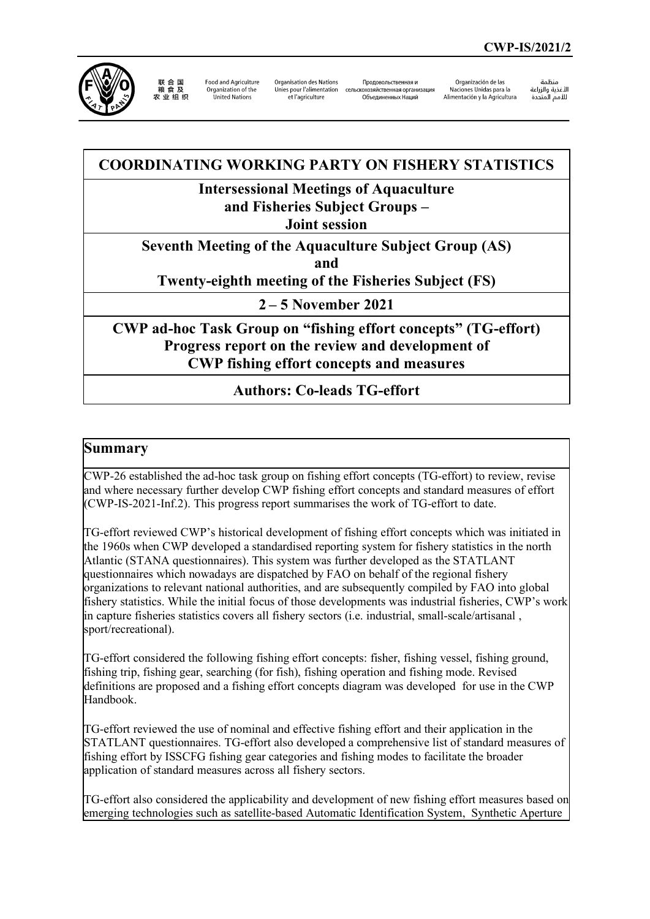CWP-IS/2021/2

联合国粮食及农业组织 Food and Agriculture Organization of the United Nations Organisation des Nations Unies pour l'alimentation et l'agriculture Продовольственная и сельскохозяйственная организация Объединенных Наций Organización de las Naciones Unidas para la Alimentación y la Agricultura منظمة الأغذية والزراعة للأمم المتحدة

# COORDINATING WORKING PARTY ON FISHERY STATISTICS

## Intersessional Meetings of Aquaculture and Fisheries Subject Groups – Joint session

## Seventh Meeting of the Aquaculture Subject Group (AS) and Twenty-eighth meeting of the Fisheries Subject (FS)

## 2 – 5 November 2021

## CWP ad-hoc Task Group on "fishing effort concepts" (TG-effort) Progress report on the review and development of CWP fishing effort concepts and measures

## Authors: Co-leads TG-effort

## Summary

CWP-26 established the ad-hoc task group on fishing effort concepts (TG-effort) to review, revise and where necessary further develop CWP fishing effort concepts and standard measures of effort (CWP-IS-2021-Inf.2). This progress report summarises the work of TG-effort to date.

TG-effort reviewed CWP's historical development of fishing effort concepts which was initiated in the 1960s when CWP developed a standardised reporting system for fishery statistics in the north Atlantic (STANA questionnaires). This system was further developed as the STATLANT questionnaires which nowadays are dispatched by FAO on behalf of the regional fishery organizations to relevant national authorities, and are subsequently compiled by FAO into global fishery statistics. While the initial focus of those developments was industrial fisheries, CWP's work in capture fisheries statistics covers all fishery sectors (i.e. industrial, small-scale/artisanal , sport/recreational).

TG-effort considered the following fishing effort concepts: fisher, fishing vessel, fishing ground, fishing trip, fishing gear, searching (for fish), fishing operation and fishing mode. Revised definitions are proposed and a fishing effort concepts diagram was developed for use in the CWP Handbook.

TG-effort reviewed the use of nominal and effective fishing effort and their application in the STATLANT questionnaires. TG-effort also developed a comprehensive list of standard measures of fishing effort by ISSCFG fishing gear categories and fishing modes to facilitate the broader application of standard measures across all fishery sectors.

TG-effort also considered the applicability and development of new fishing effort measures based on emerging technologies such as satellite-based Automatic Identification System, Synthetic Aperture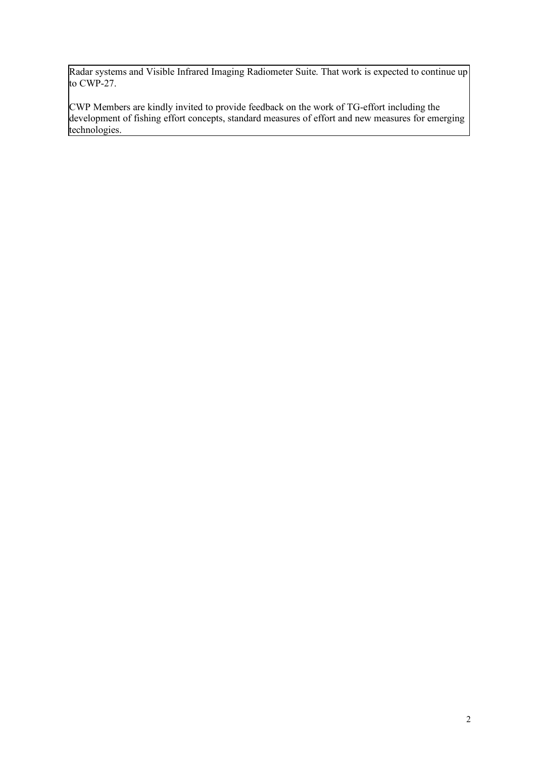Radar systems and Visible Infrared Imaging Radiometer Suite. That work is expected to continue up to CWP-27.

CWP Members are kindly invited to provide feedback on the work of TG-effort including the development of fishing effort concepts, standard measures of effort and new measures for emerging technologies.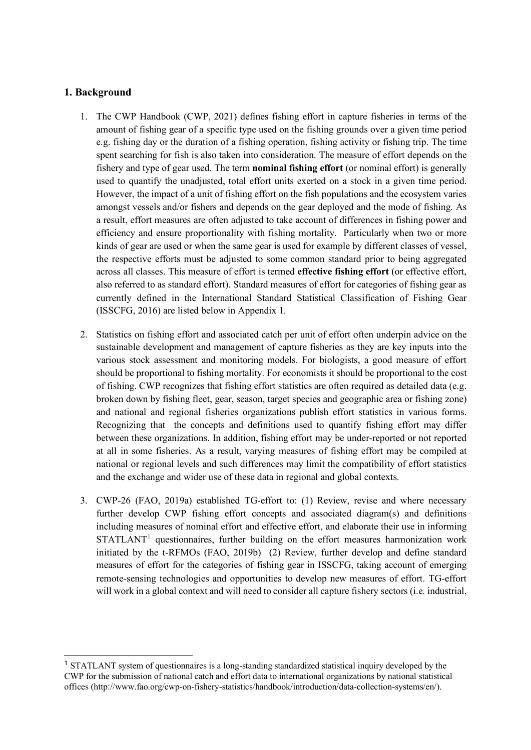## 1. Background

1. The CWP Handbook (CWP, 2021) defines fishing effort in capture fisheries in terms of the amount of fishing gear of a specific type used on the fishing grounds over a given time period e.g. fishing day or the duration of a fishing operation, fishing activity or fishing trip. The time spent searching for fish is also taken into consideration. The measure of effort depends on the fishery and type of gear used. The term **nominal fishing effort** (or nominal effort) is generally used to quantify the unadjusted, total effort units exerted on a stock in a given time period. However, the impact of a unit of fishing effort on the fish populations and the ecosystem varies amongst vessels and/or fishers and depends on the gear deployed and the mode of fishing. As a result, effort measures are often adjusted to take account of differences in fishing power and efficiency and ensure proportionality with fishing mortality. Particularly when two or more kinds of gear are used or when the same gear is used for example by different classes of vessel, the respective efforts must be adjusted to some common standard prior to being aggregated across all classes. This measure of effort is termed **effective fishing effort** (or effective effort, also referred to as standard effort). Standard measures of effort for categories of fishing gear as currently defined in the International Standard Statistical Classification of Fishing Gear (ISSCFG, 2016) are listed below in Appendix 1.

2. Statistics on fishing effort and associated catch per unit of effort often underpin advice on the sustainable development and management of capture fisheries as they are key inputs into the various stock assessment and monitoring models. For biologists, a good measure of effort should be proportional to fishing mortality. For economists it should be proportional to the cost of fishing. CWP recognizes that fishing effort statistics are often required as detailed data (e.g. broken down by fishing fleet, gear, season, target species and geographic area or fishing zone) and national and regional fisheries organizations publish effort statistics in various forms. Recognizing that the concepts and definitions used to quantify fishing effort may differ between these organizations. In addition, fishing effort may be under-reported or not reported at all in some fisheries. As a result, varying measures of fishing effort may be compiled at national or regional levels and such differences may limit the compatibility of effort statistics and the exchange and wider use of these data in regional and global contexts.

3. CWP-26 (FAO, 2019a) established TG-effort to: (1) Review, revise and where necessary further develop CWP fishing effort concepts and associated diagram(s) and definitions including measures of nominal effort and effective effort, and elaborate their use in informing STATLANT[1] questionnaires, further building on the effort measures harmonization work initiated by the t-RFMOs (FAO, 2019b) (2) Review, further develop and define standard measures of effort for the categories of fishing gear in ISSCFG, taking account of emerging remote-sensing technologies and opportunities to develop new measures of effort. TG-effort will work in a global context and will need to consider all capture fishery sectors (i.e. industrial,

---

[1] STATLANT system of questionnaires is a long-standing standardized statistical inquiry developed by the CWP for the submission of national catch and effort data to international organizations by national statistical offices (http://www.fao.org/cwp-on-fishery-statistics/handbook/introduction/data-collection-systems/en/).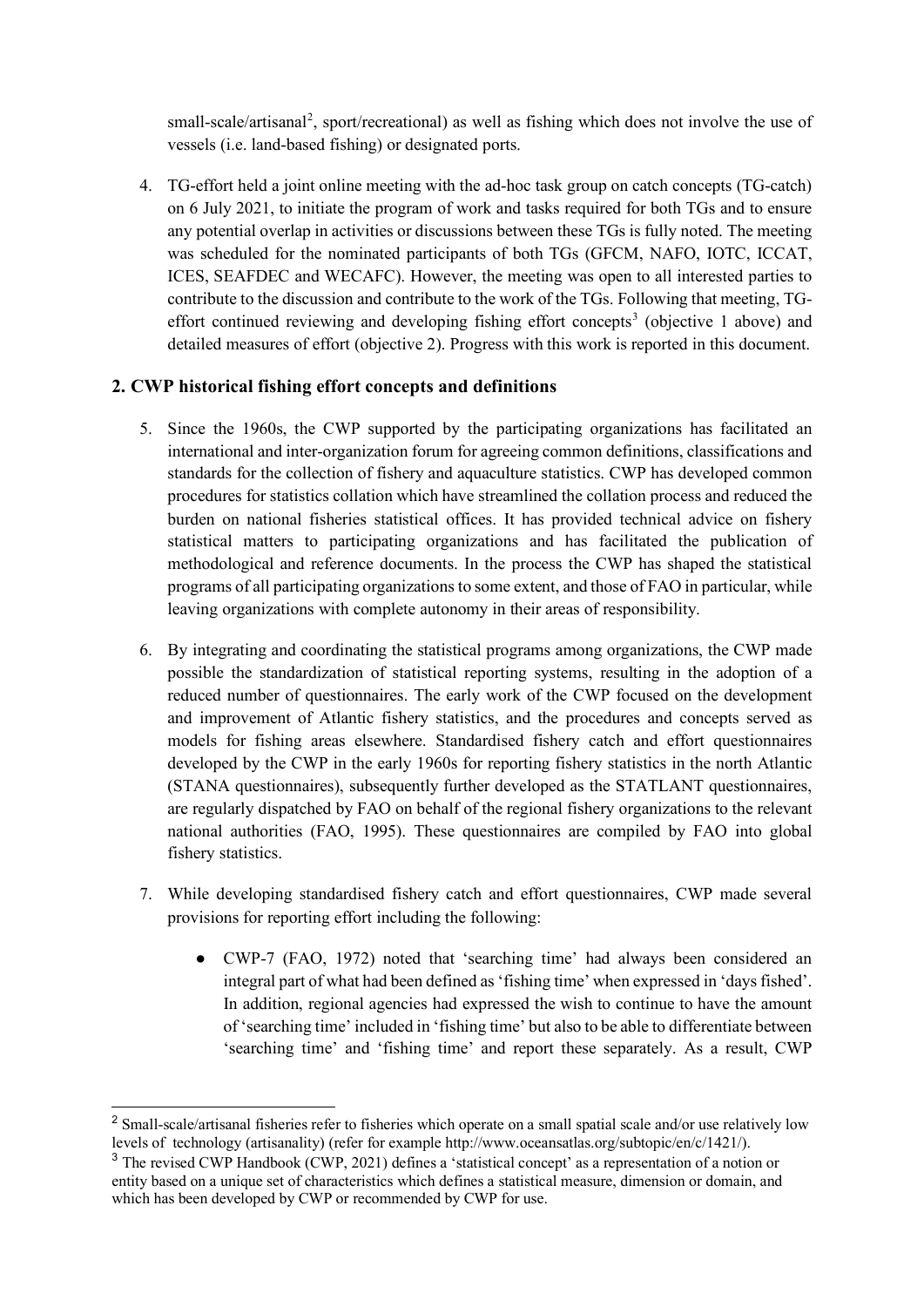small-scale/artisanal[2], sport/recreational) as well as fishing which does not involve the use of vessels (i.e. land-based fishing) or designated ports.

4. TG-effort held a joint online meeting with the ad-hoc task group on catch concepts (TG-catch) on 6 July 2021, to initiate the program of work and tasks required for both TGs and to ensure any potential overlap in activities or discussions between these TGs is fully noted. The meeting was scheduled for the nominated participants of both TGs (GFCM, NAFO, IOTC, ICCAT, ICES, SEAFDEC and WECAFC). However, the meeting was open to all interested parties to contribute to the discussion and contribute to the work of the TGs. Following that meeting, TG-effort continued reviewing and developing fishing effort concepts[3] (objective 1 above) and detailed measures of effort (objective 2). Progress with this work is reported in this document.

## 2. CWP historical fishing effort concepts and definitions

5. Since the 1960s, the CWP supported by the participating organizations has facilitated an international and inter-organization forum for agreeing common definitions, classifications and standards for the collection of fishery and aquaculture statistics. CWP has developed common procedures for statistics collation which have streamlined the collation process and reduced the burden on national fisheries statistical offices. It has provided technical advice on fishery statistical matters to participating organizations and has facilitated the publication of methodological and reference documents. In the process the CWP has shaped the statistical programs of all participating organizations to some extent, and those of FAO in particular, while leaving organizations with complete autonomy in their areas of responsibility.

6. By integrating and coordinating the statistical programs among organizations, the CWP made possible the standardization of statistical reporting systems, resulting in the adoption of a reduced number of questionnaires. The early work of the CWP focused on the development and improvement of Atlantic fishery statistics, and the procedures and concepts served as models for fishing areas elsewhere. Standardised fishery catch and effort questionnaires developed by the CWP in the early 1960s for reporting fishery statistics in the north Atlantic (STANA questionnaires), subsequently further developed as the STATLANT questionnaires, are regularly dispatched by FAO on behalf of the regional fishery organizations to the relevant national authorities (FAO, 1995). These questionnaires are compiled by FAO into global fishery statistics.

7. While developing standardised fishery catch and effort questionnaires, CWP made several provisions for reporting effort including the following:

   - CWP-7 (FAO, 1972) noted that 'searching time' had always been considered an integral part of what had been defined as 'fishing time' when expressed in 'days fished'. In addition, regional agencies had expressed the wish to continue to have the amount of 'searching time' included in 'fishing time' but also to be able to differentiate between 'searching time' and 'fishing time' and report these separately. As a result, CWP

[2] Small-scale/artisanal fisheries refer to fisheries which operate on a small spatial scale and/or use relatively low levels of technology (artisanality) (refer for example http://www.oceansatlas.org/subtopic/en/c/1421/).

[3] The revised CWP Handbook (CWP, 2021) defines a 'statistical concept' as a representation of a notion or entity based on a unique set of characteristics which defines a statistical measure, dimension or domain, and which has been developed by CWP or recommended by CWP for use.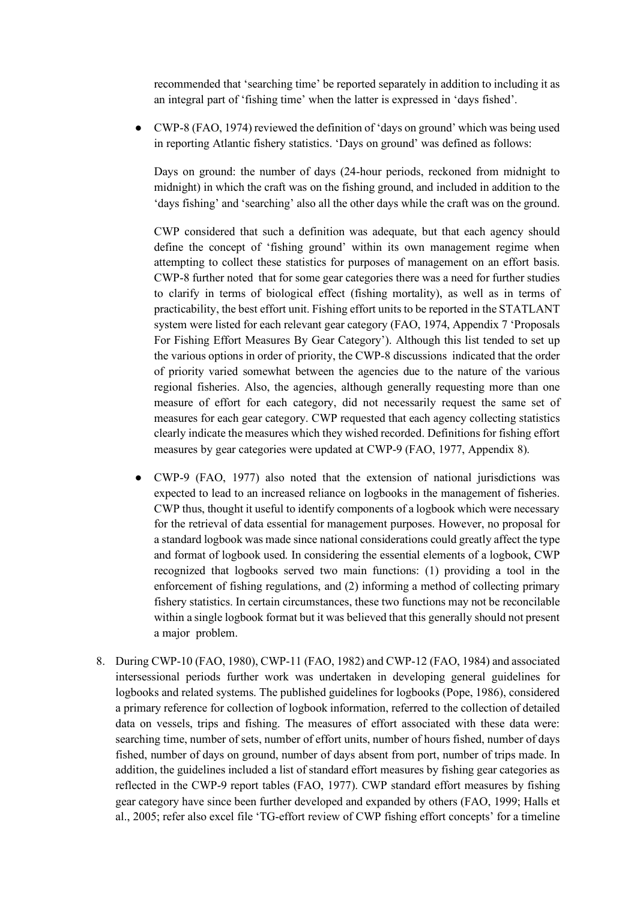recommended that 'searching time' be reported separately in addition to including it as an integral part of 'fishing time' when the latter is expressed in 'days fished'.

- CWP-8 (FAO, 1974) reviewed the definition of 'days on ground' which was being used in reporting Atlantic fishery statistics. 'Days on ground' was defined as follows:

  Days on ground: the number of days (24-hour periods, reckoned from midnight to midnight) in which the craft was on the fishing ground, and included in addition to the 'days fishing' and 'searching' also all the other days while the craft was on the ground.

  CWP considered that such a definition was adequate, but that each agency should define the concept of 'fishing ground' within its own management regime when attempting to collect these statistics for purposes of management on an effort basis. CWP-8 further noted that for some gear categories there was a need for further studies to clarify in terms of biological effect (fishing mortality), as well as in terms of practicability, the best effort unit. Fishing effort units to be reported in the STATLANT system were listed for each relevant gear category (FAO, 1974, Appendix 7 'Proposals For Fishing Effort Measures By Gear Category'). Although this list tended to set up the various options in order of priority, the CWP-8 discussions indicated that the order of priority varied somewhat between the agencies due to the nature of the various regional fisheries. Also, the agencies, although generally requesting more than one measure of effort for each category, did not necessarily request the same set of measures for each gear category. CWP requested that each agency collecting statistics clearly indicate the measures which they wished recorded. Definitions for fishing effort measures by gear categories were updated at CWP-9 (FAO, 1977, Appendix 8).

- CWP-9 (FAO, 1977) also noted that the extension of national jurisdictions was expected to lead to an increased reliance on logbooks in the management of fisheries. CWP thus, thought it useful to identify components of a logbook which were necessary for the retrieval of data essential for management purposes. However, no proposal for a standard logbook was made since national considerations could greatly affect the type and format of logbook used. In considering the essential elements of a logbook, CWP recognized that logbooks served two main functions: (1) providing a tool in the enforcement of fishing regulations, and (2) informing a method of collecting primary fishery statistics. In certain circumstances, these two functions may not be reconcilable within a single logbook format but it was believed that this generally should not present a major problem.

8. During CWP-10 (FAO, 1980), CWP-11 (FAO, 1982) and CWP-12 (FAO, 1984) and associated intersessional periods further work was undertaken in developing general guidelines for logbooks and related systems. The published guidelines for logbooks (Pope, 1986), considered a primary reference for collection of logbook information, referred to the collection of detailed data on vessels, trips and fishing. The measures of effort associated with these data were: searching time, number of sets, number of effort units, number of hours fished, number of days fished, number of days on ground, number of days absent from port, number of trips made. In addition, the guidelines included a list of standard effort measures by fishing gear categories as reflected in the CWP-9 report tables (FAO, 1977). CWP standard effort measures by fishing gear category have since been further developed and expanded by others (FAO, 1999; Halls et al., 2005; refer also excel file 'TG-effort review of CWP fishing effort concepts' for a timeline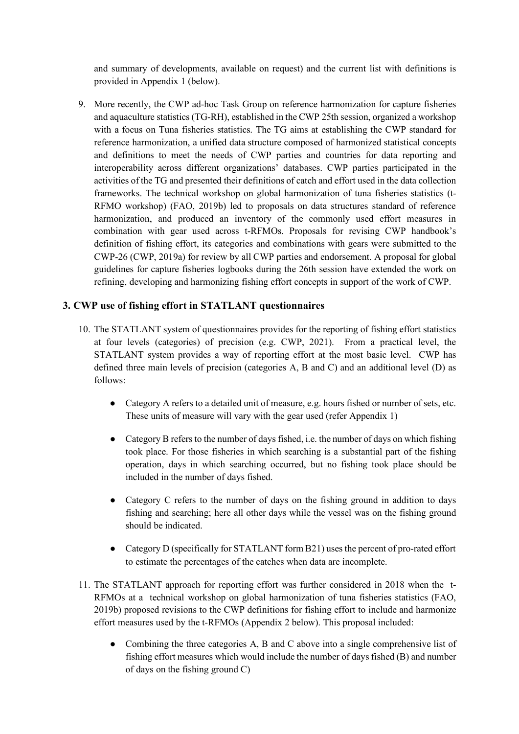and summary of developments, available on request) and the current list with definitions is provided in Appendix 1 (below).

9. More recently, the CWP ad-hoc Task Group on reference harmonization for capture fisheries and aquaculture statistics (TG-RH), established in the CWP 25th session, organized a workshop with a focus on Tuna fisheries statistics. The TG aims at establishing the CWP standard for reference harmonization, a unified data structure composed of harmonized statistical concepts and definitions to meet the needs of CWP parties and countries for data reporting and interoperability across different organizations' databases. CWP parties participated in the activities of the TG and presented their definitions of catch and effort used in the data collection frameworks. The technical workshop on global harmonization of tuna fisheries statistics (t-RFMO workshop) (FAO, 2019b) led to proposals on data structures standard of reference harmonization, and produced an inventory of the commonly used effort measures in combination with gear used across t-RFMOs. Proposals for revising CWP handbook's definition of fishing effort, its categories and combinations with gears were submitted to the CWP-26 (CWP, 2019a) for review by all CWP parties and endorsement. A proposal for global guidelines for capture fisheries logbooks during the 26th session have extended the work on refining, developing and harmonizing fishing effort concepts in support of the work of CWP.

## 3. CWP use of fishing effort in STATLANT questionnaires

10. The STATLANT system of questionnaires provides for the reporting of fishing effort statistics at four levels (categories) of precision (e.g. CWP, 2021). From a practical level, the STATLANT system provides a way of reporting effort at the most basic level. CWP has defined three main levels of precision (categories A, B and C) and an additional level (D) as follows:

    - Category A refers to a detailed unit of measure, e.g. hours fished or number of sets, etc. These units of measure will vary with the gear used (refer Appendix 1)
    - Category B refers to the number of days fished, i.e. the number of days on which fishing took place. For those fisheries in which searching is a substantial part of the fishing operation, days in which searching occurred, but no fishing took place should be included in the number of days fished.
    - Category C refers to the number of days on the fishing ground in addition to days fishing and searching; here all other days while the vessel was on the fishing ground should be indicated.
    - Category D (specifically for STATLANT form B21) uses the percent of pro-rated effort to estimate the percentages of the catches when data are incomplete.

11. The STATLANT approach for reporting effort was further considered in 2018 when the t-RFMOs at a technical workshop on global harmonization of tuna fisheries statistics (FAO, 2019b) proposed revisions to the CWP definitions for fishing effort to include and harmonize effort measures used by the t-RFMOs (Appendix 2 below). This proposal included:

    - Combining the three categories A, B and C above into a single comprehensive list of fishing effort measures which would include the number of days fished (B) and number of days on the fishing ground C)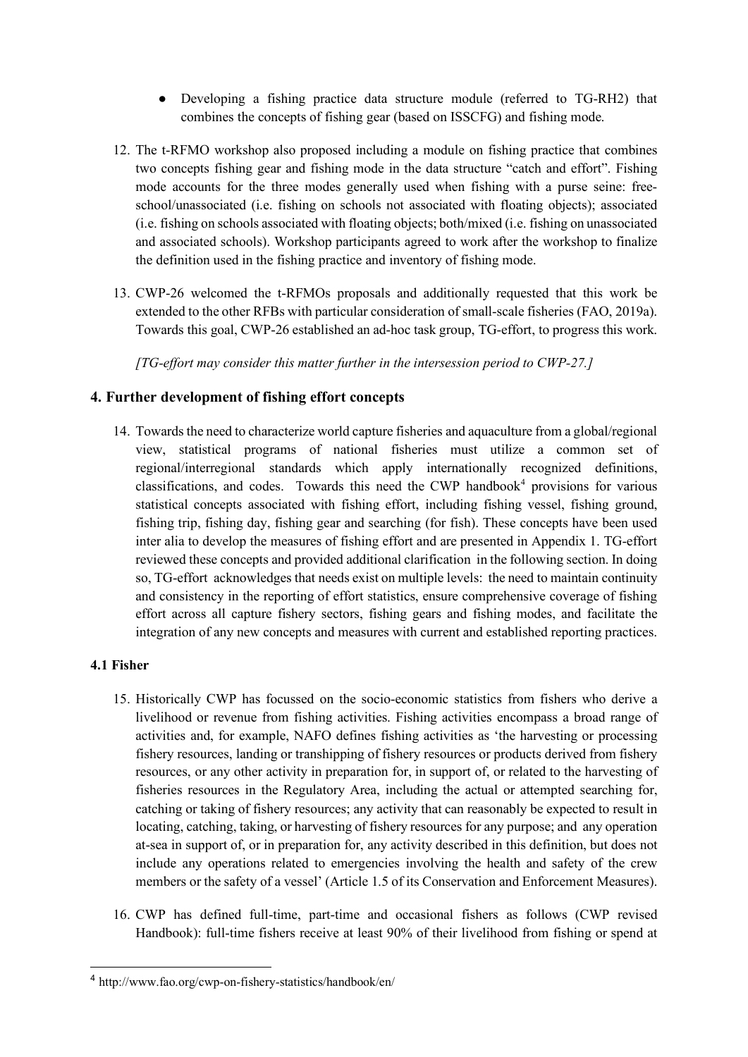- Developing a fishing practice data structure module (referred to TG-RH2) that combines the concepts of fishing gear (based on ISSCFG) and fishing mode.

12. The t-RFMO workshop also proposed including a module on fishing practice that combines two concepts fishing gear and fishing mode in the data structure "catch and effort". Fishing mode accounts for the three modes generally used when fishing with a purse seine: free-school/unassociated (i.e. fishing on schools not associated with floating objects); associated (i.e. fishing on schools associated with floating objects; both/mixed (i.e. fishing on unassociated and associated schools). Workshop participants agreed to work after the workshop to finalize the definition used in the fishing practice and inventory of fishing mode.

13. CWP-26 welcomed the t-RFMOs proposals and additionally requested that this work be extended to the other RFBs with particular consideration of small-scale fisheries (FAO, 2019a). Towards this goal, CWP-26 established an ad-hoc task group, TG-effort, to progress this work.

    *[TG-effort may consider this matter further in the intersession period to CWP-27.]*

## 4. Further development of fishing effort concepts

14. Towards the need to characterize world capture fisheries and aquaculture from a global/regional view, statistical programs of national fisheries must utilize a common set of regional/interregional standards which apply internationally recognized definitions, classifications, and codes. Towards this need the CWP handbook[4] provisions for various statistical concepts associated with fishing effort, including fishing vessel, fishing ground, fishing trip, fishing day, fishing gear and searching (for fish). These concepts have been used inter alia to develop the measures of fishing effort and are presented in Appendix 1. TG-effort reviewed these concepts and provided additional clarification in the following section. In doing so, TG-effort acknowledges that needs exist on multiple levels: the need to maintain continuity and consistency in the reporting of effort statistics, ensure comprehensive coverage of fishing effort across all capture fishery sectors, fishing gears and fishing modes, and facilitate the integration of any new concepts and measures with current and established reporting practices.

### 4.1 Fisher

15. Historically CWP has focussed on the socio-economic statistics from fishers who derive a livelihood or revenue from fishing activities. Fishing activities encompass a broad range of activities and, for example, NAFO defines fishing activities as 'the harvesting or processing fishery resources, landing or transhipping of fishery resources or products derived from fishery resources, or any other activity in preparation for, in support of, or related to the harvesting of fisheries resources in the Regulatory Area, including the actual or attempted searching for, catching or taking of fishery resources; any activity that can reasonably be expected to result in locating, catching, taking, or harvesting of fishery resources for any purpose; and any operation at-sea in support of, or in preparation for, any activity described in this definition, but does not include any operations related to emergencies involving the health and safety of the crew members or the safety of a vessel' (Article 1.5 of its Conservation and Enforcement Measures).

16. CWP has defined full-time, part-time and occasional fishers as follows (CWP revised Handbook): full-time fishers receive at least 90% of their livelihood from fishing or spend at

---

[4] http://www.fao.org/cwp-on-fishery-statistics/handbook/en/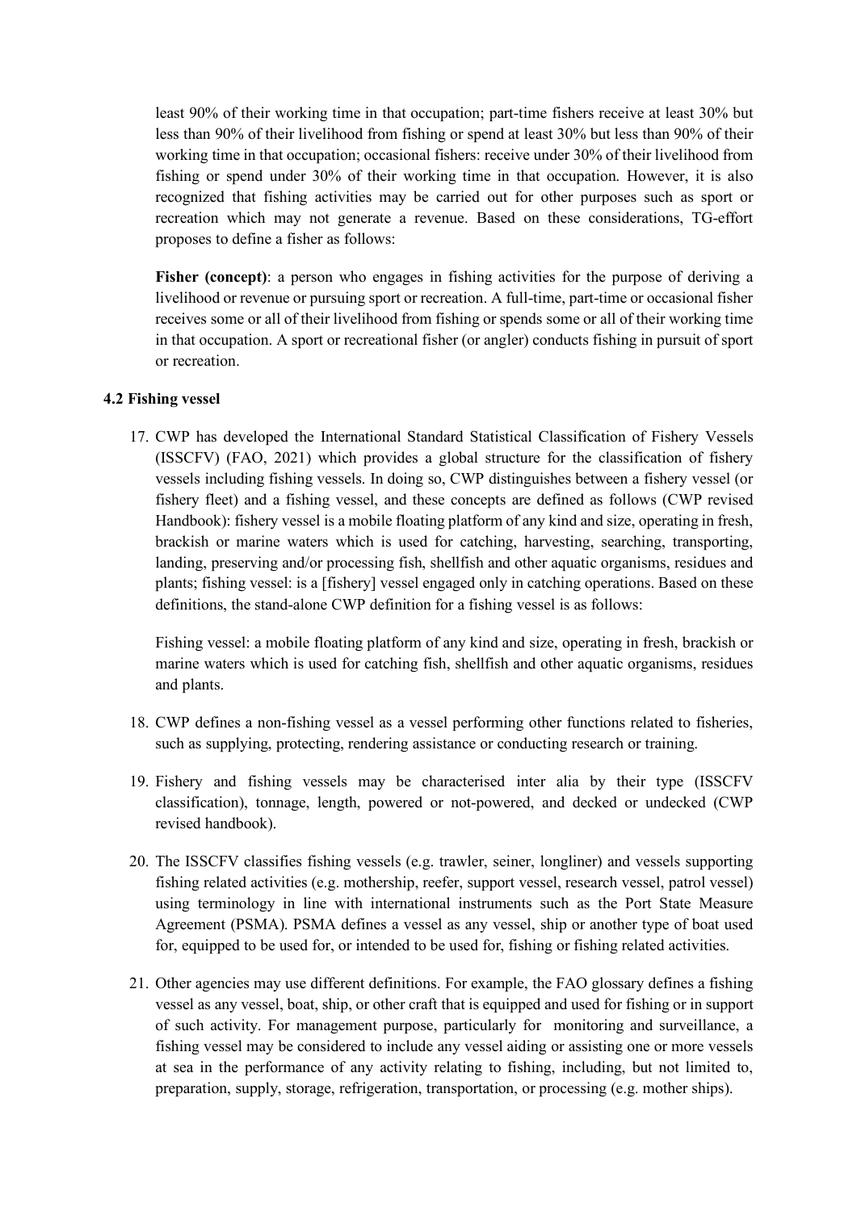least 90% of their working time in that occupation; part-time fishers receive at least 30% but less than 90% of their livelihood from fishing or spend at least 30% but less than 90% of their working time in that occupation; occasional fishers: receive under 30% of their livelihood from fishing or spend under 30% of their working time in that occupation. However, it is also recognized that fishing activities may be carried out for other purposes such as sport or recreation which may not generate a revenue. Based on these considerations, TG-effort proposes to define a fisher as follows:

**Fisher (concept)**: a person who engages in fishing activities for the purpose of deriving a livelihood or revenue or pursuing sport or recreation. A full-time, part-time or occasional fisher receives some or all of their livelihood from fishing or spends some or all of their working time in that occupation. A sport or recreational fisher (or angler) conducts fishing in pursuit of sport or recreation.

### 4.2 Fishing vessel

17. CWP has developed the International Standard Statistical Classification of Fishery Vessels (ISSCFV) (FAO, 2021) which provides a global structure for the classification of fishery vessels including fishing vessels. In doing so, CWP distinguishes between a fishery vessel (or fishery fleet) and a fishing vessel, and these concepts are defined as follows (CWP revised Handbook): fishery vessel is a mobile floating platform of any kind and size, operating in fresh, brackish or marine waters which is used for catching, harvesting, searching, transporting, landing, preserving and/or processing fish, shellfish and other aquatic organisms, residues and plants; fishing vessel: is a [fishery] vessel engaged only in catching operations. Based on these definitions, the stand-alone CWP definition for a fishing vessel is as follows:

    Fishing vessel: a mobile floating platform of any kind and size, operating in fresh, brackish or marine waters which is used for catching fish, shellfish and other aquatic organisms, residues and plants.

18. CWP defines a non-fishing vessel as a vessel performing other functions related to fisheries, such as supplying, protecting, rendering assistance or conducting research or training.

19. Fishery and fishing vessels may be characterised inter alia by their type (ISSCFV classification), tonnage, length, powered or not-powered, and decked or undecked (CWP revised handbook).

20. The ISSCFV classifies fishing vessels (e.g. trawler, seiner, longliner) and vessels supporting fishing related activities (e.g. mothership, reefer, support vessel, research vessel, patrol vessel) using terminology in line with international instruments such as the Port State Measure Agreement (PSMA). PSMA defines a vessel as any vessel, ship or another type of boat used for, equipped to be used for, or intended to be used for, fishing or fishing related activities.

21. Other agencies may use different definitions. For example, the FAO glossary defines a fishing vessel as any vessel, boat, ship, or other craft that is equipped and used for fishing or in support of such activity. For management purpose, particularly for monitoring and surveillance, a fishing vessel may be considered to include any vessel aiding or assisting one or more vessels at sea in the performance of any activity relating to fishing, including, but not limited to, preparation, supply, storage, refrigeration, transportation, or processing (e.g. mother ships).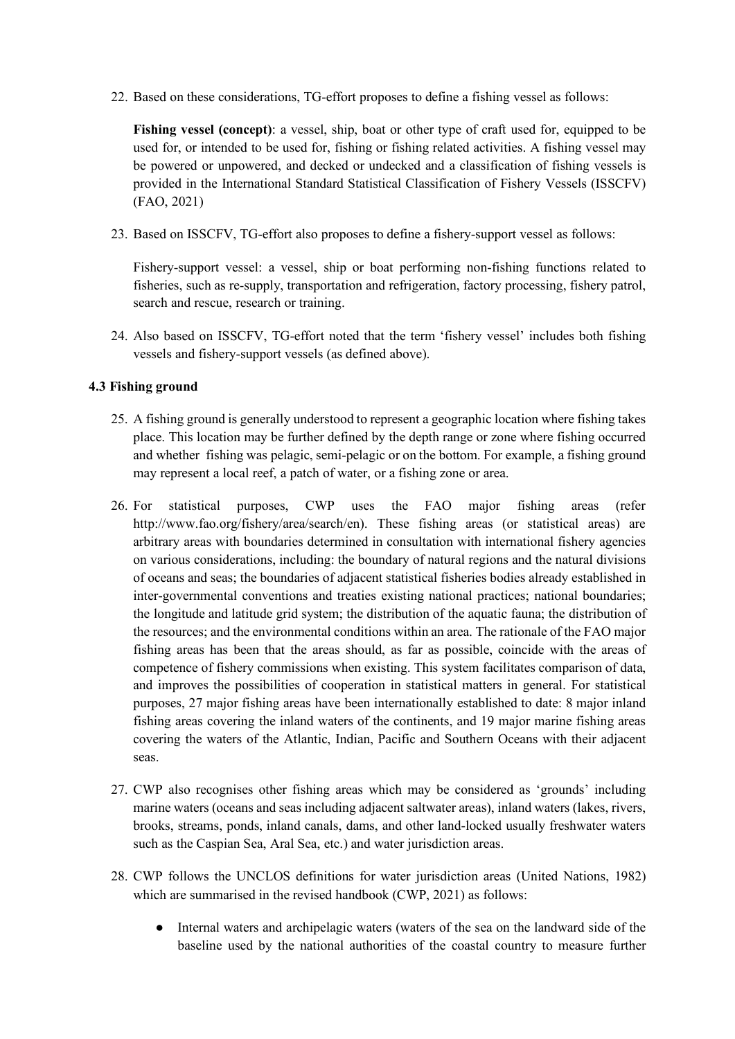22. Based on these considerations, TG-effort proposes to define a fishing vessel as follows:

    **Fishing vessel (concept)**: a vessel, ship, boat or other type of craft used for, equipped to be used for, or intended to be used for, fishing or fishing related activities. A fishing vessel may be powered or unpowered, and decked or undecked and a classification of fishing vessels is provided in the International Standard Statistical Classification of Fishery Vessels (ISSCFV) (FAO, 2021)

23. Based on ISSCFV, TG-effort also proposes to define a fishery-support vessel as follows:

    Fishery-support vessel: a vessel, ship or boat performing non-fishing functions related to fisheries, such as re-supply, transportation and refrigeration, factory processing, fishery patrol, search and rescue, research or training.

24. Also based on ISSCFV, TG-effort noted that the term 'fishery vessel' includes both fishing vessels and fishery-support vessels (as defined above).

### 4.3 Fishing ground

25. A fishing ground is generally understood to represent a geographic location where fishing takes place. This location may be further defined by the depth range or zone where fishing occurred and whether fishing was pelagic, semi-pelagic or on the bottom. For example, a fishing ground may represent a local reef, a patch of water, or a fishing zone or area.

26. For statistical purposes, CWP uses the FAO major fishing areas (refer http://www.fao.org/fishery/area/search/en). These fishing areas (or statistical areas) are arbitrary areas with boundaries determined in consultation with international fishery agencies on various considerations, including: the boundary of natural regions and the natural divisions of oceans and seas; the boundaries of adjacent statistical fisheries bodies already established in inter-governmental conventions and treaties existing national practices; national boundaries; the longitude and latitude grid system; the distribution of the aquatic fauna; the distribution of the resources; and the environmental conditions within an area. The rationale of the FAO major fishing areas has been that the areas should, as far as possible, coincide with the areas of competence of fishery commissions when existing. This system facilitates comparison of data, and improves the possibilities of cooperation in statistical matters in general. For statistical purposes, 27 major fishing areas have been internationally established to date: 8 major inland fishing areas covering the inland waters of the continents, and 19 major marine fishing areas covering the waters of the Atlantic, Indian, Pacific and Southern Oceans with their adjacent seas.

27. CWP also recognises other fishing areas which may be considered as 'grounds' including marine waters (oceans and seas including adjacent saltwater areas), inland waters (lakes, rivers, brooks, streams, ponds, inland canals, dams, and other land-locked usually freshwater waters such as the Caspian Sea, Aral Sea, etc.) and water jurisdiction areas.

28. CWP follows the UNCLOS definitions for water jurisdiction areas (United Nations, 1982) which are summarised in the revised handbook (CWP, 2021) as follows:

    - Internal waters and archipelagic waters (waters of the sea on the landward side of the baseline used by the national authorities of the coastal country to measure further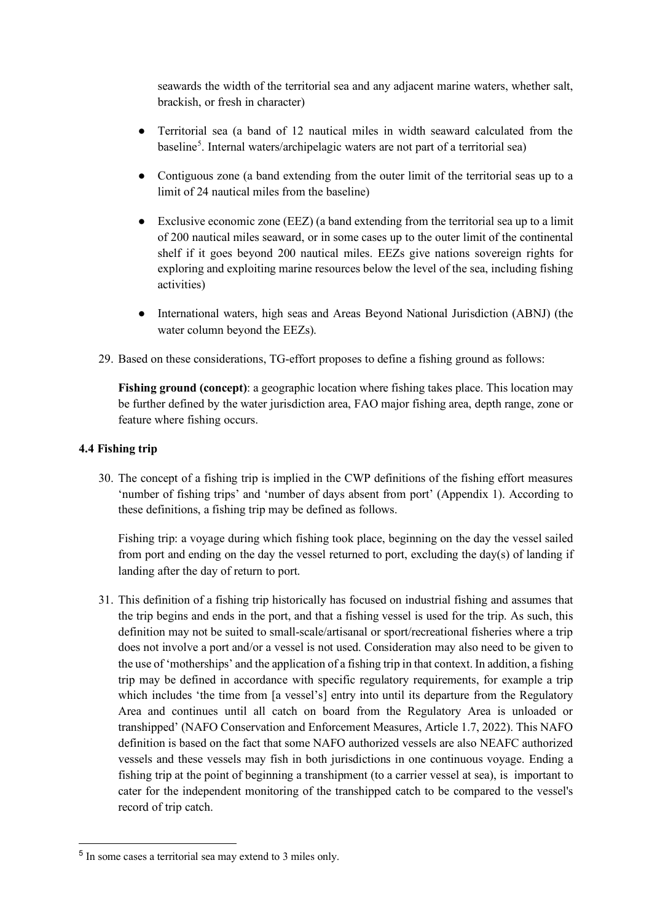seawards the width of the territorial sea and any adjacent marine waters, whether salt, brackish, or fresh in character)

- Territorial sea (a band of 12 nautical miles in width seaward calculated from the baseline[5]. Internal waters/archipelagic waters are not part of a territorial sea)
- Contiguous zone (a band extending from the outer limit of the territorial seas up to a limit of 24 nautical miles from the baseline)
- Exclusive economic zone (EEZ) (a band extending from the territorial sea up to a limit of 200 nautical miles seaward, or in some cases up to the outer limit of the continental shelf if it goes beyond 200 nautical miles. EEZs give nations sovereign rights for exploring and exploiting marine resources below the level of the sea, including fishing activities)
- International waters, high seas and Areas Beyond National Jurisdiction (ABNJ) (the water column beyond the EEZs).

29. Based on these considerations, TG-effort proposes to define a fishing ground as follows:

    **Fishing ground (concept)**: a geographic location where fishing takes place. This location may be further defined by the water jurisdiction area, FAO major fishing area, depth range, zone or feature where fishing occurs.

### 4.4 Fishing trip

30. The concept of a fishing trip is implied in the CWP definitions of the fishing effort measures 'number of fishing trips' and 'number of days absent from port' (Appendix 1). According to these definitions, a fishing trip may be defined as follows.

    Fishing trip: a voyage during which fishing took place, beginning on the day the vessel sailed from port and ending on the day the vessel returned to port, excluding the day(s) of landing if landing after the day of return to port.

31. This definition of a fishing trip historically has focused on industrial fishing and assumes that the trip begins and ends in the port, and that a fishing vessel is used for the trip. As such, this definition may not be suited to small-scale/artisanal or sport/recreational fisheries where a trip does not involve a port and/or a vessel is not used. Consideration may also need to be given to the use of 'motherships' and the application of a fishing trip in that context. In addition, a fishing trip may be defined in accordance with specific regulatory requirements, for example a trip which includes 'the time from [a vessel's] entry into until its departure from the Regulatory Area and continues until all catch on board from the Regulatory Area is unloaded or transhipped' (NAFO Conservation and Enforcement Measures, Article 1.7, 2022). This NAFO definition is based on the fact that some NAFO authorized vessels are also NEAFC authorized vessels and these vessels may fish in both jurisdictions in one continuous voyage. Ending a fishing trip at the point of beginning a transhipment (to a carrier vessel at sea), is important to cater for the independent monitoring of the transhipped catch to be compared to the vessel's record of trip catch.

[5] In some cases a territorial sea may extend to 3 miles only.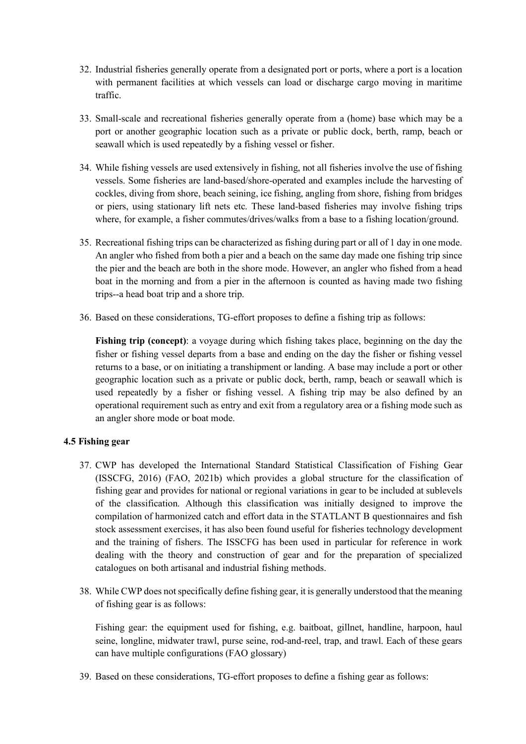32. Industrial fisheries generally operate from a designated port or ports, where a port is a location with permanent facilities at which vessels can load or discharge cargo moving in maritime traffic.

33. Small-scale and recreational fisheries generally operate from a (home) base which may be a port or another geographic location such as a private or public dock, berth, ramp, beach or seawall which is used repeatedly by a fishing vessel or fisher.

34. While fishing vessels are used extensively in fishing, not all fisheries involve the use of fishing vessels. Some fisheries are land-based/shore-operated and examples include the harvesting of cockles, diving from shore, beach seining, ice fishing, angling from shore, fishing from bridges or piers, using stationary lift nets etc. These land-based fisheries may involve fishing trips where, for example, a fisher commutes/drives/walks from a base to a fishing location/ground.

35. Recreational fishing trips can be characterized as fishing during part or all of 1 day in one mode. An angler who fished from both a pier and a beach on the same day made one fishing trip since the pier and the beach are both in the shore mode. However, an angler who fished from a head boat in the morning and from a pier in the afternoon is counted as having made two fishing trips--a head boat trip and a shore trip.

36. Based on these considerations, TG-effort proposes to define a fishing trip as follows:

    **Fishing trip (concept)**: a voyage during which fishing takes place, beginning on the day the fisher or fishing vessel departs from a base and ending on the day the fisher or fishing vessel returns to a base, or on initiating a transhipment or landing. A base may include a port or other geographic location such as a private or public dock, berth, ramp, beach or seawall which is used repeatedly by a fisher or fishing vessel. A fishing trip may be also defined by an operational requirement such as entry and exit from a regulatory area or a fishing mode such as an angler shore mode or boat mode.

### 4.5 Fishing gear

37. CWP has developed the International Standard Statistical Classification of Fishing Gear (ISSCFG, 2016) (FAO, 2021b) which provides a global structure for the classification of fishing gear and provides for national or regional variations in gear to be included at sublevels of the classification. Although this classification was initially designed to improve the compilation of harmonized catch and effort data in the STATLANT B questionnaires and fish stock assessment exercises, it has also been found useful for fisheries technology development and the training of fishers. The ISSCFG has been used in particular for reference in work dealing with the theory and construction of gear and for the preparation of specialized catalogues on both artisanal and industrial fishing methods.

38. While CWP does not specifically define fishing gear, it is generally understood that the meaning of fishing gear is as follows:

    Fishing gear: the equipment used for fishing, e.g. baitboat, gillnet, handline, harpoon, haul seine, longline, midwater trawl, purse seine, rod-and-reel, trap, and trawl. Each of these gears can have multiple configurations (FAO glossary)

39. Based on these considerations, TG-effort proposes to define a fishing gear as follows: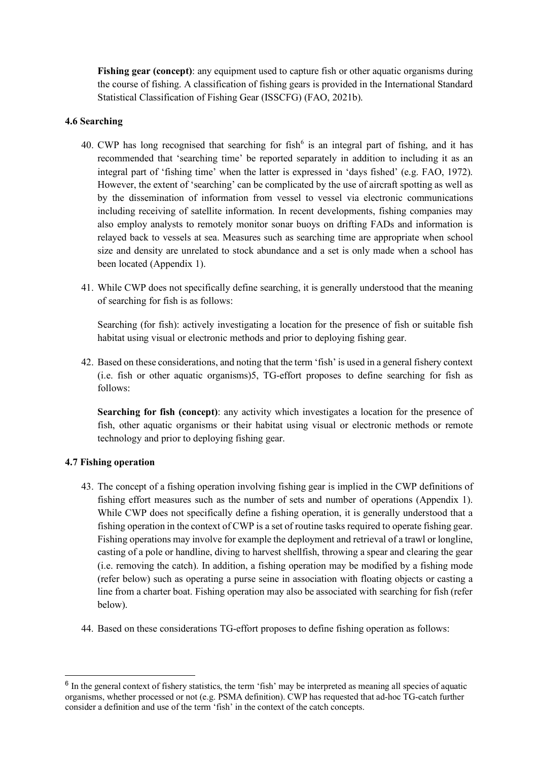**Fishing gear (concept)**: any equipment used to capture fish or other aquatic organisms during the course of fishing. A classification of fishing gears is provided in the International Standard Statistical Classification of Fishing Gear (ISSCFG) (FAO, 2021b).

### 4.6 Searching

40. CWP has long recognised that searching for fish[6] is an integral part of fishing, and it has recommended that 'searching time' be reported separately in addition to including it as an integral part of 'fishing time' when the latter is expressed in 'days fished' (e.g. FAO, 1972). However, the extent of 'searching' can be complicated by the use of aircraft spotting as well as by the dissemination of information from vessel to vessel via electronic communications including receiving of satellite information. In recent developments, fishing companies may also employ analysts to remotely monitor sonar buoys on drifting FADs and information is relayed back to vessels at sea. Measures such as searching time are appropriate when school size and density are unrelated to stock abundance and a set is only made when a school has been located (Appendix 1).

41. While CWP does not specifically define searching, it is generally understood that the meaning of searching for fish is as follows:

    Searching (for fish): actively investigating a location for the presence of fish or suitable fish habitat using visual or electronic methods and prior to deploying fishing gear.

42. Based on these considerations, and noting that the term 'fish' is used in a general fishery context (i.e. fish or other aquatic organisms)5, TG-effort proposes to define searching for fish as follows:

    **Searching for fish (concept)**: any activity which investigates a location for the presence of fish, other aquatic organisms or their habitat using visual or electronic methods or remote technology and prior to deploying fishing gear.

### 4.7 Fishing operation

43. The concept of a fishing operation involving fishing gear is implied in the CWP definitions of fishing effort measures such as the number of sets and number of operations (Appendix 1). While CWP does not specifically define a fishing operation, it is generally understood that a fishing operation in the context of CWP is a set of routine tasks required to operate fishing gear. Fishing operations may involve for example the deployment and retrieval of a trawl or longline, casting of a pole or handline, diving to harvest shellfish, throwing a spear and clearing the gear (i.e. removing the catch). In addition, a fishing operation may be modified by a fishing mode (refer below) such as operating a purse seine in association with floating objects or casting a line from a charter boat. Fishing operation may also be associated with searching for fish (refer below).

44. Based on these considerations TG-effort proposes to define fishing operation as follows:

---

[6] In the general context of fishery statistics, the term 'fish' may be interpreted as meaning all species of aquatic organisms, whether processed or not (e.g. PSMA definition). CWP has requested that ad-hoc TG-catch further consider a definition and use of the term 'fish' in the context of the catch concepts.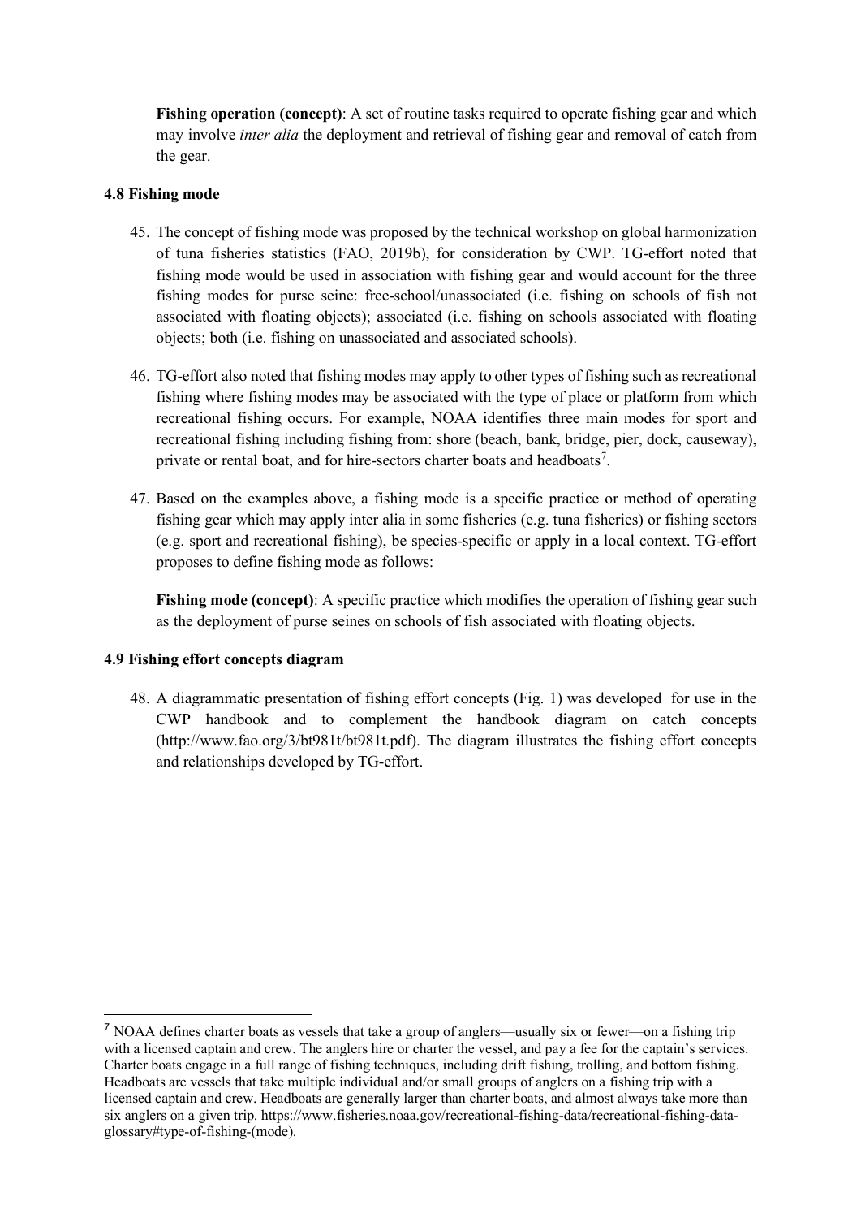**Fishing operation (concept)**: A set of routine tasks required to operate fishing gear and which may involve *inter alia* the deployment and retrieval of fishing gear and removal of catch from the gear.

### 4.8 Fishing mode

45. The concept of fishing mode was proposed by the technical workshop on global harmonization of tuna fisheries statistics (FAO, 2019b), for consideration by CWP. TG-effort noted that fishing mode would be used in association with fishing gear and would account for the three fishing modes for purse seine: free-school/unassociated (i.e. fishing on schools of fish not associated with floating objects); associated (i.e. fishing on schools associated with floating objects; both (i.e. fishing on unassociated and associated schools).

46. TG-effort also noted that fishing modes may apply to other types of fishing such as recreational fishing where fishing modes may be associated with the type of place or platform from which recreational fishing occurs. For example, NOAA identifies three main modes for sport and recreational fishing including fishing from: shore (beach, bank, bridge, pier, dock, causeway), private or rental boat, and for hire-sectors charter boats and headboats[7].

47. Based on the examples above, a fishing mode is a specific practice or method of operating fishing gear which may apply inter alia in some fisheries (e.g. tuna fisheries) or fishing sectors (e.g. sport and recreational fishing), be species-specific or apply in a local context. TG-effort proposes to define fishing mode as follows:

    **Fishing mode (concept)**: A specific practice which modifies the operation of fishing gear such as the deployment of purse seines on schools of fish associated with floating objects.

### 4.9 Fishing effort concepts diagram

48. A diagrammatic presentation of fishing effort concepts (Fig. 1) was developed for use in the CWP handbook and to complement the handbook diagram on catch concepts (http://www.fao.org/3/bt981t/bt981t.pdf). The diagram illustrates the fishing effort concepts and relationships developed by TG-effort.

---

[7] NOAA defines charter boats as vessels that take a group of anglers—usually six or fewer—on a fishing trip with a licensed captain and crew. The anglers hire or charter the vessel, and pay a fee for the captain's services. Charter boats engage in a full range of fishing techniques, including drift fishing, trolling, and bottom fishing. Headboats are vessels that take multiple individual and/or small groups of anglers on a fishing trip with a licensed captain and crew. Headboats are generally larger than charter boats, and almost always take more than six anglers on a given trip. https://www.fisheries.noaa.gov/recreational-fishing-data/recreational-fishing-data-glossary#type-of-fishing-(mode).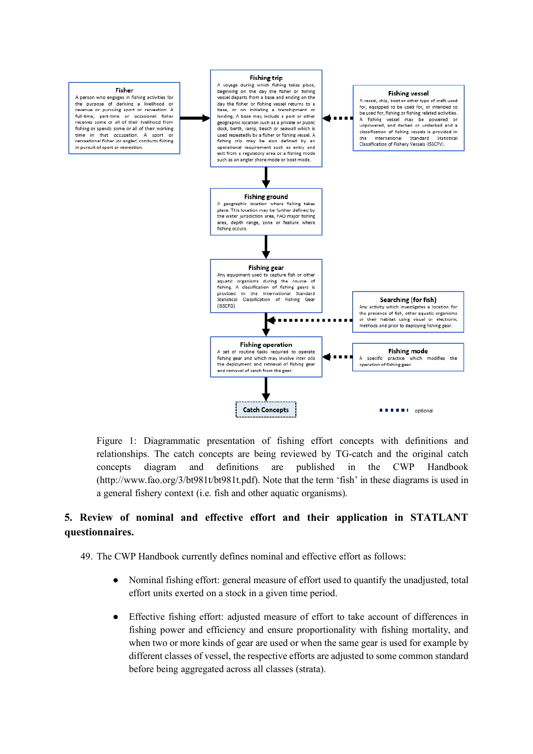**Fisher**

A person who engages in fishing activities for the purpose of deriving a livelihood or revenue or pursuing sport or recreation. A full-time, part-time or occasional fisher receives some or all of their livelihood from fishing or spends some or all of their working time in that occupation. A sport or recreational fisher (or angler) conducts fishing in pursuit of sport or recreation.

**Fishing trip**

A voyage during which fishing takes place, beginning on the day the fisher or fishing vessel departs from a base and ending on the day the fisher or fishing vessel returns to a base, or on initiating a transhipment or landing. A base may include a port or other geographic location such as a private or public dock, berth, ramp, beach or seawall which is used repeatedly by a fisher or fishing vessel. A fishing trip may be also defined by an operational requirement such as entry and exit from a regulatory area or a fishing mode such as an angler shore mode or boat mode.

**Fishing vessel**

A vessel, ship, boat or other type of craft used for, equipped to be used for, or intended to be used for, fishing or fishing related activities. A fishing vessel may be powered or unpowered, and decked or undecked and a classification of fishing vessels is provided in the International Standard Statistical Classification of Fishery Vessels (ISSCFV).

**Fishing ground**

A geographic location where fishing takes place. This location may be further defined by the water jurisdiction area, FAO major fishing area, depth range, zone or feature where fishing occurs.

**Fishing gear**

Any equipment used to capture fish or other aquatic organisms during the course of fishing. A classification of fishing gears is provided in the International Standard Statistical Classification of Fishing Gear (ISSCFG).

**Searching (for fish)**

Any activity which investigates a location for the presence of fish, other aquatic organisms or their habitat using visual or electronic methods and prior to deploying fishing gear.

**Fishing operation**

A set of routine tasks required to operate fishing gear and which may involve *inter alia* the deployment and retrieval of fishing gear and removal of catch from the gear.

**Fishing mode**

A specific practice which modifies the operation of fishing gear.

**Catch Concepts**

optional

Figure 1: Diagrammatic presentation of fishing effort concepts with definitions and relationships. The catch concepts are being reviewed by TG-catch and the original catch concepts diagram and definitions are published in the CWP Handbook (http://www.fao.org/3/bt981t/bt981t.pdf). Note that the term 'fish' in these diagrams is used in a general fishery context (i.e. fish and other aquatic organisms).

## 5. Review of nominal and effective effort and their application in STATLANT questionnaires.

49. The CWP Handbook currently defines nominal and effective effort as follows:

- Nominal fishing effort: general measure of effort used to quantify the unadjusted, total effort units exerted on a stock in a given time period.

- Effective fishing effort: adjusted measure of effort to take account of differences in fishing power and efficiency and ensure proportionality with fishing mortality, and when two or more kinds of gear are used or when the same gear is used for example by different classes of vessel, the respective efforts are adjusted to some common standard before being aggregated across all classes (strata).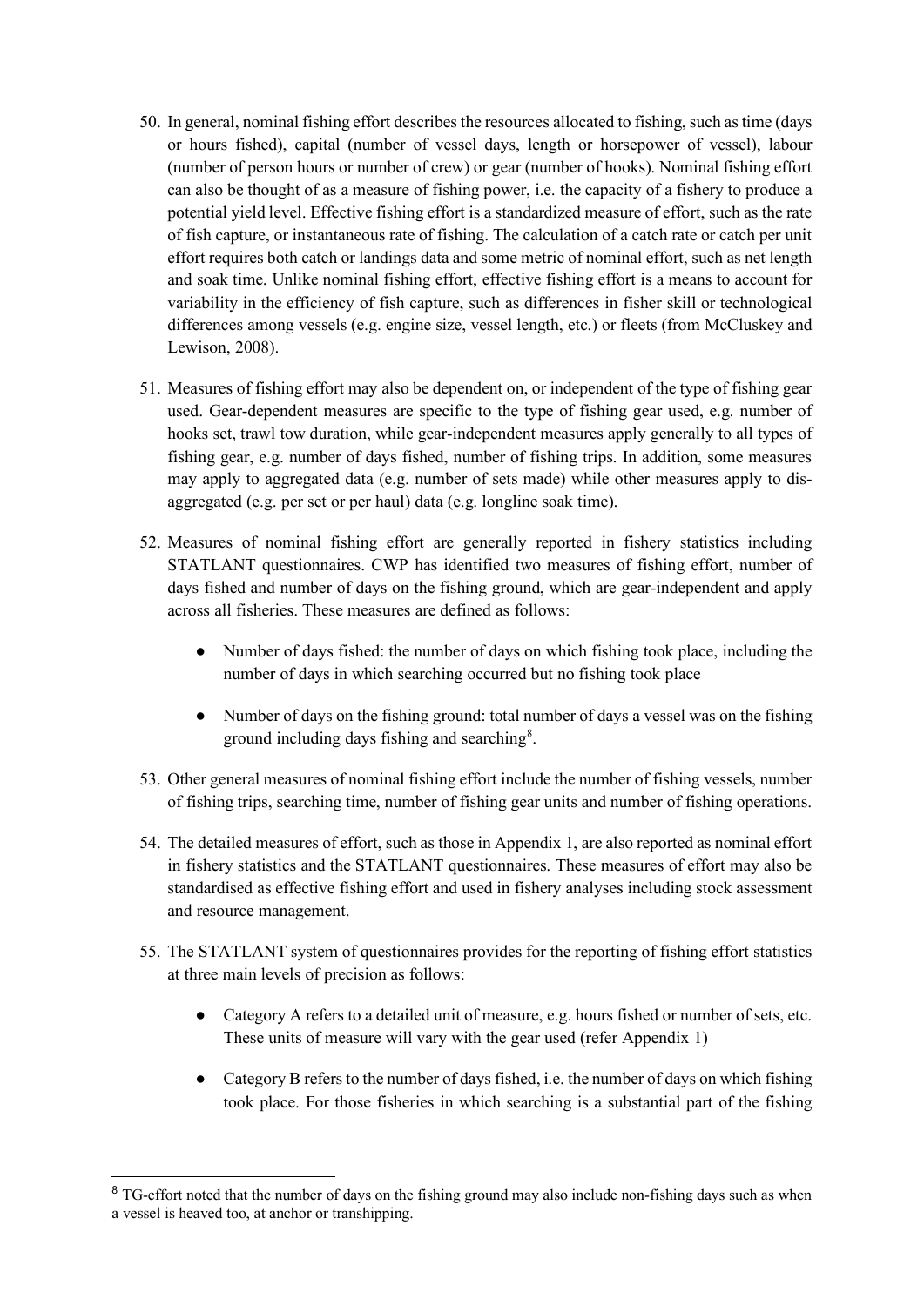50. In general, nominal fishing effort describes the resources allocated to fishing, such as time (days or hours fished), capital (number of vessel days, length or horsepower of vessel), labour (number of person hours or number of crew) or gear (number of hooks). Nominal fishing effort can also be thought of as a measure of fishing power, i.e. the capacity of a fishery to produce a potential yield level. Effective fishing effort is a standardized measure of effort, such as the rate of fish capture, or instantaneous rate of fishing. The calculation of a catch rate or catch per unit effort requires both catch or landings data and some metric of nominal effort, such as net length and soak time. Unlike nominal fishing effort, effective fishing effort is a means to account for variability in the efficiency of fish capture, such as differences in fisher skill or technological differences among vessels (e.g. engine size, vessel length, etc.) or fleets (from McCluskey and Lewison, 2008).

51. Measures of fishing effort may also be dependent on, or independent of the type of fishing gear used. Gear-dependent measures are specific to the type of fishing gear used, e.g. number of hooks set, trawl tow duration, while gear-independent measures apply generally to all types of fishing gear, e.g. number of days fished, number of fishing trips. In addition, some measures may apply to aggregated data (e.g. number of sets made) while other measures apply to dis-aggregated (e.g. per set or per haul) data (e.g. longline soak time).

52. Measures of nominal fishing effort are generally reported in fishery statistics including STATLANT questionnaires. CWP has identified two measures of fishing effort, number of days fished and number of days on the fishing ground, which are gear-independent and apply across all fisheries. These measures are defined as follows:

    - Number of days fished: the number of days on which fishing took place, including the number of days in which searching occurred but no fishing took place
    - Number of days on the fishing ground: total number of days a vessel was on the fishing ground including days fishing and searching[8].

53. Other general measures of nominal fishing effort include the number of fishing vessels, number of fishing trips, searching time, number of fishing gear units and number of fishing operations.

54. The detailed measures of effort, such as those in Appendix 1, are also reported as nominal effort in fishery statistics and the STATLANT questionnaires. These measures of effort may also be standardised as effective fishing effort and used in fishery analyses including stock assessment and resource management.

55. The STATLANT system of questionnaires provides for the reporting of fishing effort statistics at three main levels of precision as follows:

    - Category A refers to a detailed unit of measure, e.g. hours fished or number of sets, etc. These units of measure will vary with the gear used (refer Appendix 1)
    - Category B refers to the number of days fished, i.e. the number of days on which fishing took place. For those fisheries in which searching is a substantial part of the fishing

[8] TG-effort noted that the number of days on the fishing ground may also include non-fishing days such as when a vessel is heaved too, at anchor or transhipping.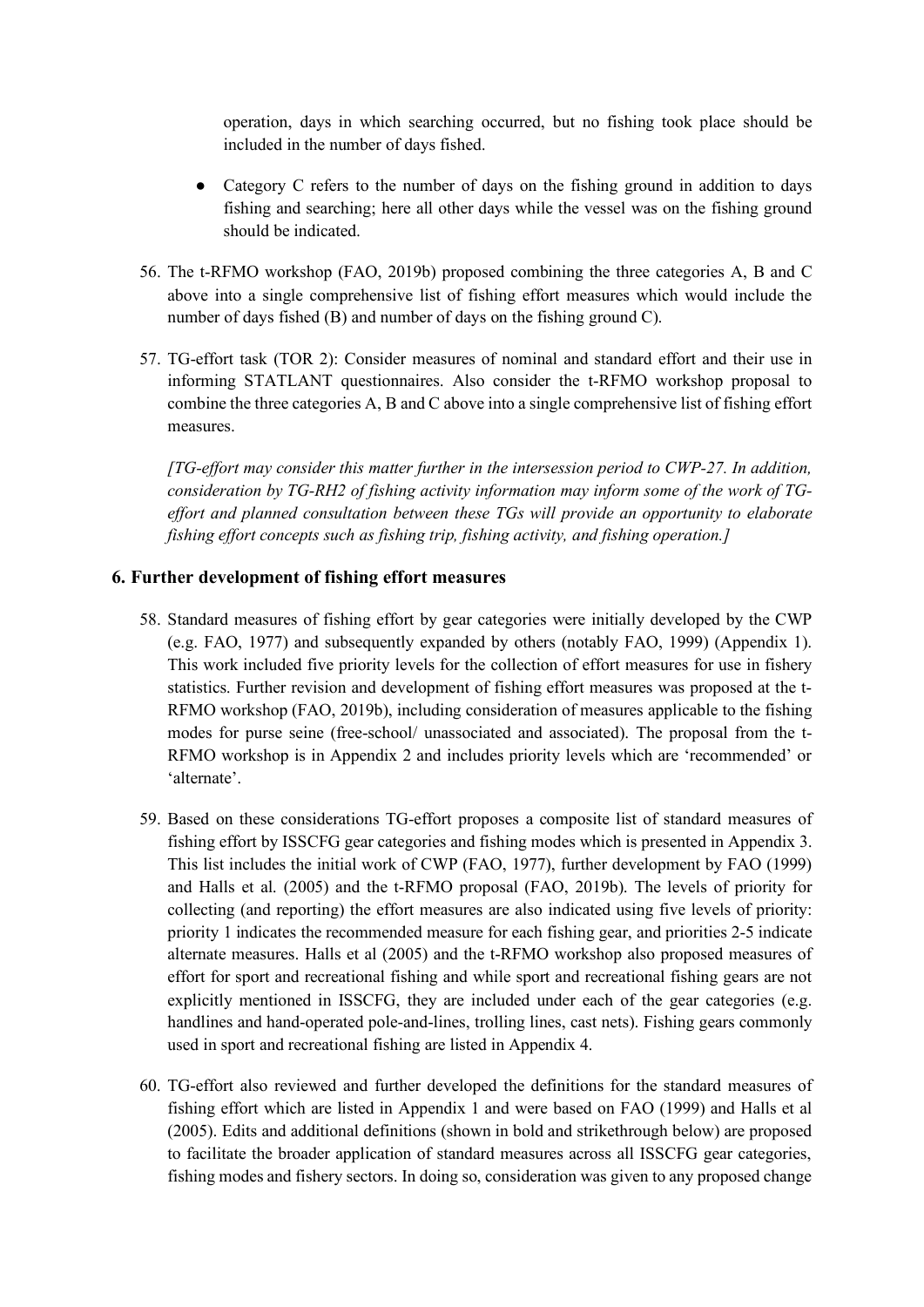operation, days in which searching occurred, but no fishing took place should be included in the number of days fished.

- Category C refers to the number of days on the fishing ground in addition to days fishing and searching; here all other days while the vessel was on the fishing ground should be indicated.

56. The t-RFMO workshop (FAO, 2019b) proposed combining the three categories A, B and C above into a single comprehensive list of fishing effort measures which would include the number of days fished (B) and number of days on the fishing ground C).

57. TG-effort task (TOR 2): Consider measures of nominal and standard effort and their use in informing STATLANT questionnaires. Also consider the t-RFMO workshop proposal to combine the three categories A, B and C above into a single comprehensive list of fishing effort measures.

    *[TG-effort may consider this matter further in the intersession period to CWP-27. In addition, consideration by TG-RH2 of fishing activity information may inform some of the work of TG-effort and planned consultation between these TGs will provide an opportunity to elaborate fishing effort concepts such as fishing trip, fishing activity, and fishing operation.]*

## 6. Further development of fishing effort measures

58. Standard measures of fishing effort by gear categories were initially developed by the CWP (e.g. FAO, 1977) and subsequently expanded by others (notably FAO, 1999) (Appendix 1). This work included five priority levels for the collection of effort measures for use in fishery statistics. Further revision and development of fishing effort measures was proposed at the t-RFMO workshop (FAO, 2019b), including consideration of measures applicable to the fishing modes for purse seine (free-school/ unassociated and associated). The proposal from the t-RFMO workshop is in Appendix 2 and includes priority levels which are 'recommended' or 'alternate'.

59. Based on these considerations TG-effort proposes a composite list of standard measures of fishing effort by ISSCFG gear categories and fishing modes which is presented in Appendix 3. This list includes the initial work of CWP (FAO, 1977), further development by FAO (1999) and Halls et al. (2005) and the t-RFMO proposal (FAO, 2019b). The levels of priority for collecting (and reporting) the effort measures are also indicated using five levels of priority: priority 1 indicates the recommended measure for each fishing gear, and priorities 2-5 indicate alternate measures. Halls et al (2005) and the t-RFMO workshop also proposed measures of effort for sport and recreational fishing and while sport and recreational fishing gears are not explicitly mentioned in ISSCFG, they are included under each of the gear categories (e.g. handlines and hand-operated pole-and-lines, trolling lines, cast nets). Fishing gears commonly used in sport and recreational fishing are listed in Appendix 4.

60. TG-effort also reviewed and further developed the definitions for the standard measures of fishing effort which are listed in Appendix 1 and were based on FAO (1999) and Halls et al (2005). Edits and additional definitions (shown in bold and strikethrough below) are proposed to facilitate the broader application of standard measures across all ISSCFG gear categories, fishing modes and fishery sectors. In doing so, consideration was given to any proposed change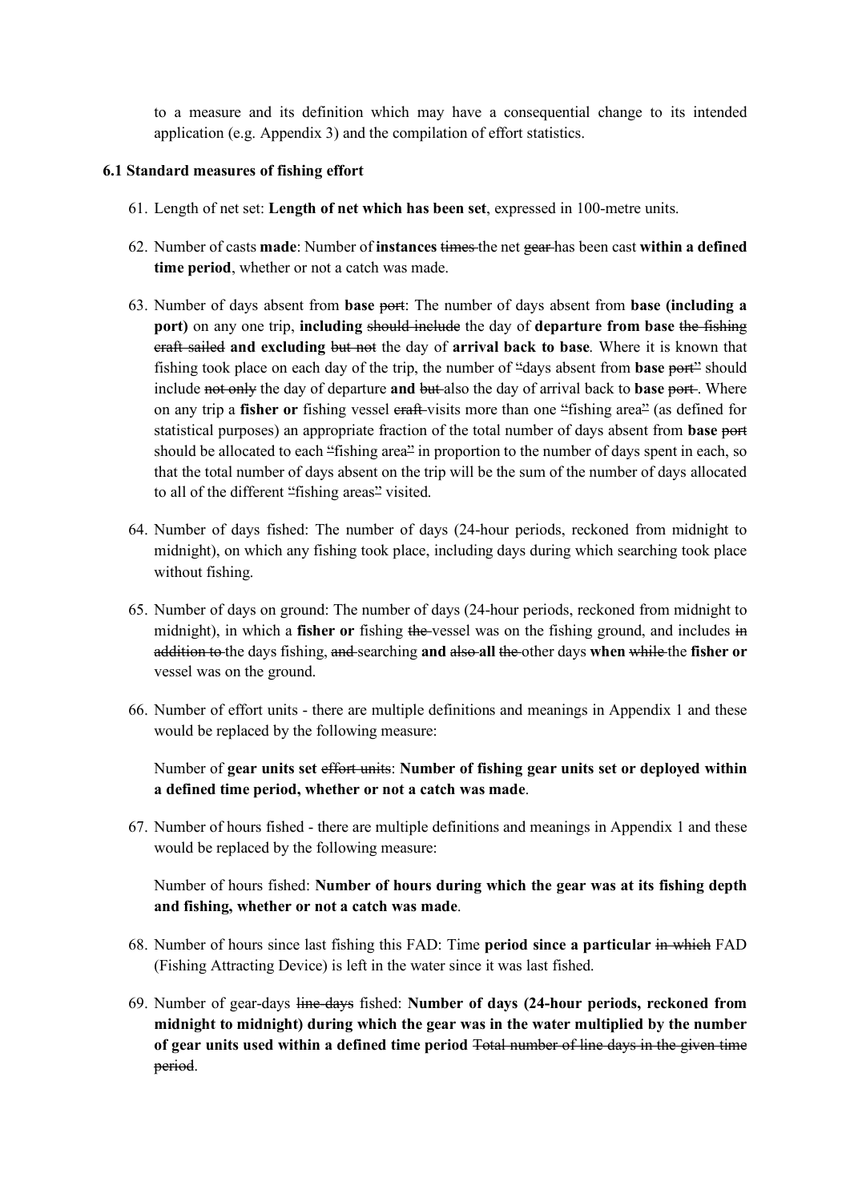to a measure and its definition which may have a consequential change to its intended application (e.g. Appendix 3) and the compilation of effort statistics.

### 6.1 Standard measures of fishing effort

61. Length of net set: **Length of net which has been set**, expressed in 100-metre units.

62. Number of casts **made**: Number of **instances** ~~times~~ the net ~~gear~~ has been cast **within a defined time period**, whether or not a catch was made.

63. Number of days absent from **base** ~~port~~: The number of days absent from **base (including a port)** on any one trip, **including** ~~should include~~ the day of **departure from base** ~~the fishing craft sailed~~ **and excluding** ~~but not~~ the day of **arrival back to base**. Where it is known that fishing took place on each day of the trip, the number of "days absent from **base** ~~port~~" should include ~~not only~~ the day of departure **and** ~~but~~ also the day of arrival back to **base** ~~port~~. Where on any trip a **fisher or** fishing vessel ~~craft~~ visits more than one "fishing area" (as defined for statistical purposes) an appropriate fraction of the total number of days absent from **base** ~~port~~ should be allocated to each "fishing area" in proportion to the number of days spent in each, so that the total number of days absent on the trip will be the sum of the number of days allocated to all of the different "fishing areas" visited.

64. Number of days fished: The number of days (24-hour periods, reckoned from midnight to midnight), on which any fishing took place, including days during which searching took place without fishing.

65. Number of days on ground: The number of days (24-hour periods, reckoned from midnight to midnight), in which a **fisher or** fishing ~~the~~ vessel was on the fishing ground, and includes ~~in addition to~~ the days fishing, ~~and~~ searching **and** ~~also~~ **all** ~~the~~ other days **when** ~~while~~ the **fisher or** vessel was on the ground.

66. Number of effort units - there are multiple definitions and meanings in Appendix 1 and these would be replaced by the following measure:

    Number of **gear units set** ~~effort units~~: **Number of fishing gear units set or deployed within a defined time period, whether or not a catch was made**.

67. Number of hours fished - there are multiple definitions and meanings in Appendix 1 and these would be replaced by the following measure:

    Number of hours fished: **Number of hours during which the gear was at its fishing depth and fishing, whether or not a catch was made**.

68. Number of hours since last fishing this FAD: Time **period since a particular** ~~in which~~ FAD (Fishing Attracting Device) is left in the water since it was last fished.

69. Number of gear-days ~~line-days~~ fished: **Number of days (24-hour periods, reckoned from midnight to midnight) during which the gear was in the water multiplied by the number of gear units used within a defined time period** ~~Total number of line days in the given time period~~.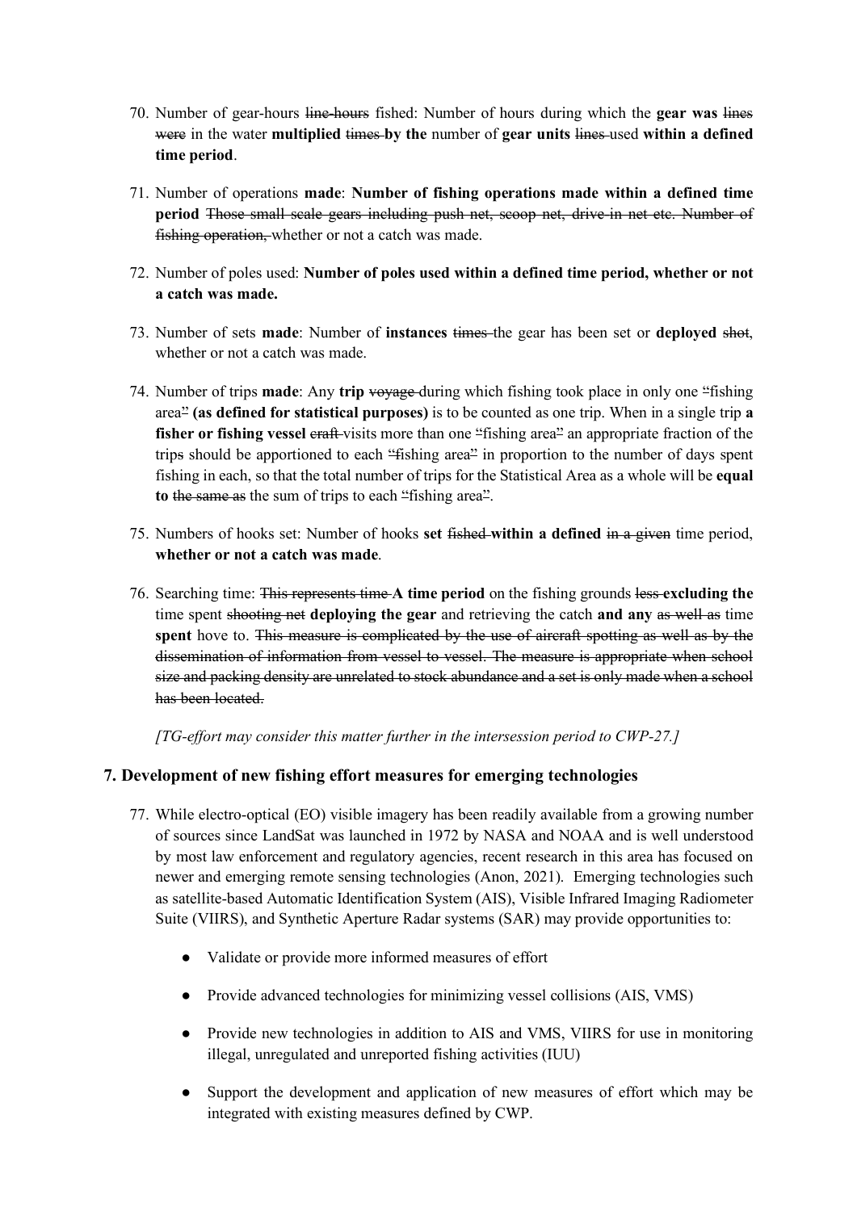70. Number of gear-hours ~~line-hours~~ fished: Number of hours during which the **gear was** ~~lines were~~ in the water **multiplied** ~~times~~ **by the** number of **gear units** ~~lines~~ used **within a defined time period**.

71. Number of operations **made**: **Number of fishing operations made within a defined time period** ~~Those small scale gears including push net, scoop net, drive-in net etc. Number of fishing operation,~~ whether or not a catch was made.

72. Number of poles used: **Number of poles used within a defined time period, whether or not a catch was made.**

73. Number of sets **made**: Number of **instances** ~~times~~ the gear has been set or **deployed** ~~shot~~, whether or not a catch was made.

74. Number of trips **made**: Any **trip** ~~voyage~~ during which fishing took place in only one ~~"~~fishing area~~"~~ **(as defined for statistical purposes)** is to be counted as one trip. When in a single trip **a fisher or fishing vessel** ~~craft~~ visits more than one ~~"~~fishing area~~"~~ an appropriate fraction of the trips should be apportioned to each ~~"~~fishing area~~"~~ in proportion to the number of days spent fishing in each, so that the total number of trips for the Statistical Area as a whole will be **equal to** ~~the same as~~ the sum of trips to each ~~"~~fishing area~~"~~.

75. Numbers of hooks set: Number of hooks **set** ~~fished~~ **within a defined** ~~in a given~~ time period, **whether or not a catch was made**.

76. Searching time: ~~This represents time~~ **A time period** on the fishing grounds ~~less~~ **excluding the** time spent ~~shooting net~~ **deploying the gear** and retrieving the catch **and any** ~~as well as~~ time **spent** hove to. ~~This measure is complicated by the use of aircraft spotting as well as by the dissemination of information from vessel to vessel. The measure is appropriate when school size and packing density are unrelated to stock abundance and a set is only made when a school has been located.~~

*[TG-effort may consider this matter further in the intersession period to CWP-27.]*

## 7. Development of new fishing effort measures for emerging technologies

77. While electro-optical (EO) visible imagery has been readily available from a growing number of sources since LandSat was launched in 1972 by NASA and NOAA and is well understood by most law enforcement and regulatory agencies, recent research in this area has focused on newer and emerging remote sensing technologies (Anon, 2021). Emerging technologies such as satellite-based Automatic Identification System (AIS), Visible Infrared Imaging Radiometer Suite (VIIRS), and Synthetic Aperture Radar systems (SAR) may provide opportunities to:

    - Validate or provide more informed measures of effort
    - Provide advanced technologies for minimizing vessel collisions (AIS, VMS)
    - Provide new technologies in addition to AIS and VMS, VIIRS for use in monitoring illegal, unregulated and unreported fishing activities (IUU)
    - Support the development and application of new measures of effort which may be integrated with existing measures defined by CWP.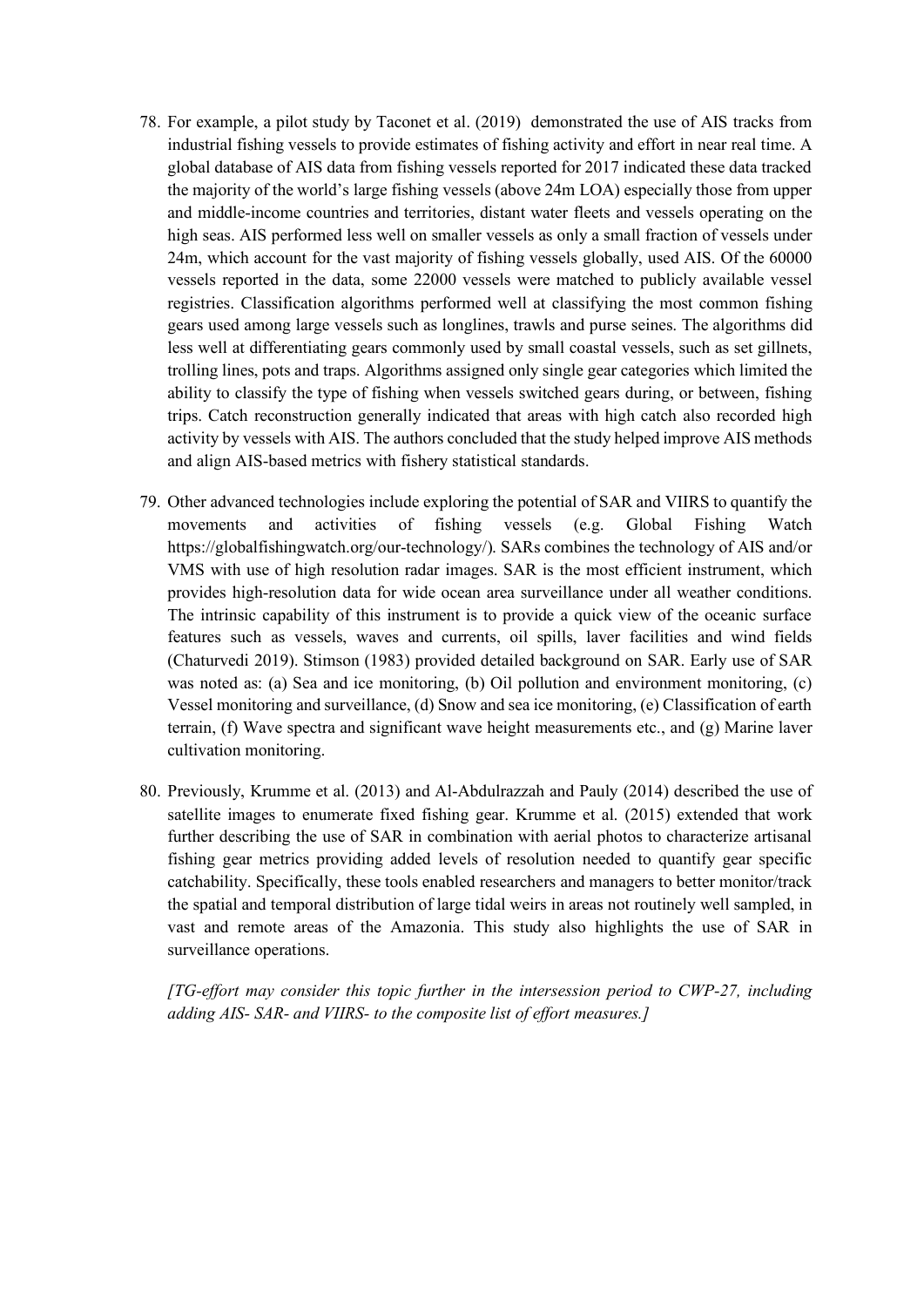78. For example, a pilot study by Taconet et al. (2019) demonstrated the use of AIS tracks from industrial fishing vessels to provide estimates of fishing activity and effort in near real time. A global database of AIS data from fishing vessels reported for 2017 indicated these data tracked the majority of the world's large fishing vessels (above 24m LOA) especially those from upper and middle-income countries and territories, distant water fleets and vessels operating on the high seas. AIS performed less well on smaller vessels as only a small fraction of vessels under 24m, which account for the vast majority of fishing vessels globally, used AIS. Of the 60000 vessels reported in the data, some 22000 vessels were matched to publicly available vessel registries. Classification algorithms performed well at classifying the most common fishing gears used among large vessels such as longlines, trawls and purse seines. The algorithms did less well at differentiating gears commonly used by small coastal vessels, such as set gillnets, trolling lines, pots and traps. Algorithms assigned only single gear categories which limited the ability to classify the type of fishing when vessels switched gears during, or between, fishing trips. Catch reconstruction generally indicated that areas with high catch also recorded high activity by vessels with AIS. The authors concluded that the study helped improve AIS methods and align AIS-based metrics with fishery statistical standards.

79. Other advanced technologies include exploring the potential of SAR and VIIRS to quantify the movements and activities of fishing vessels (e.g. Global Fishing Watch https://globalfishingwatch.org/our-technology/). SARs combines the technology of AIS and/or VMS with use of high resolution radar images. SAR is the most efficient instrument, which provides high-resolution data for wide ocean area surveillance under all weather conditions. The intrinsic capability of this instrument is to provide a quick view of the oceanic surface features such as vessels, waves and currents, oil spills, laver facilities and wind fields (Chaturvedi 2019). Stimson (1983) provided detailed background on SAR. Early use of SAR was noted as: (a) Sea and ice monitoring, (b) Oil pollution and environment monitoring, (c) Vessel monitoring and surveillance, (d) Snow and sea ice monitoring, (e) Classification of earth terrain, (f) Wave spectra and significant wave height measurements etc., and (g) Marine laver cultivation monitoring.

80. Previously, Krumme et al. (2013) and Al-Abdulrazzah and Pauly (2014) described the use of satellite images to enumerate fixed fishing gear. Krumme et al. (2015) extended that work further describing the use of SAR in combination with aerial photos to characterize artisanal fishing gear metrics providing added levels of resolution needed to quantify gear specific catchability. Specifically, these tools enabled researchers and managers to better monitor/track the spatial and temporal distribution of large tidal weirs in areas not routinely well sampled, in vast and remote areas of the Amazonia. This study also highlights the use of SAR in surveillance operations.

*[TG-effort may consider this topic further in the intersession period to CWP-27, including adding AIS- SAR- and VIIRS- to the composite list of effort measures.]*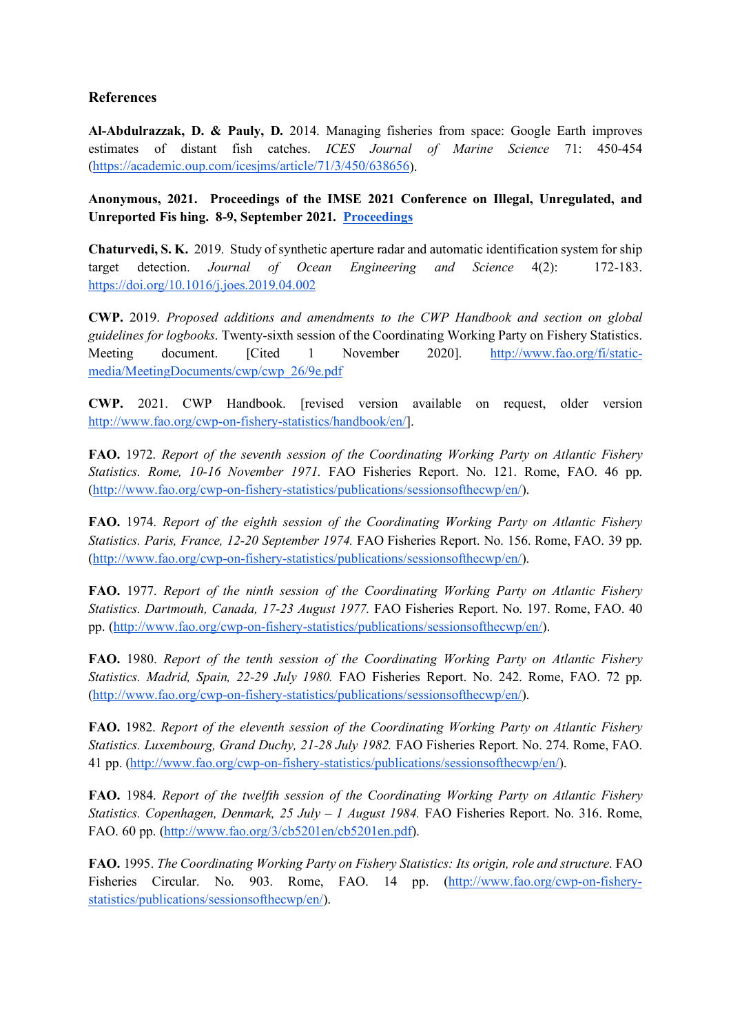## References

**Al-Abdulrazzak, D. & Pauly, D.** 2014. Managing fisheries from space: Google Earth improves estimates of distant fish catches. *ICES Journal of Marine Science* 71: 450-454 (https://academic.oup.com/icesjms/article/71/3/450/638656).

**Anonymous, 2021. Proceedings of the IMSE 2021 Conference on Illegal, Unregulated, and Unreported Fis hing. 8-9, September 2021. Proceedings**

**Chaturvedi, S. K.** 2019. Study of synthetic aperture radar and automatic identification system for ship target detection. *Journal of Ocean Engineering and Science* 4(2): 172-183. https://doi.org/10.1016/j.joes.2019.04.002

**CWP.** 2019. *Proposed additions and amendments to the CWP Handbook and section on global guidelines for logbooks*. Twenty-sixth session of the Coordinating Working Party on Fishery Statistics. Meeting document. [Cited 1 November 2020]. http://www.fao.org/fi/static-media/MeetingDocuments/cwp/cwp_26/9e.pdf

**CWP.** 2021. CWP Handbook. [revised version available on request, older version http://www.fao.org/cwp-on-fishery-statistics/handbook/en/].

**FAO.** 1972. *Report of the seventh session of the Coordinating Working Party on Atlantic Fishery Statistics. Rome, 10-16 November 1971.* FAO Fisheries Report. No. 121. Rome, FAO. 46 pp. (http://www.fao.org/cwp-on-fishery-statistics/publications/sessionsofthecwp/en/).

**FAO.** 1974. *Report of the eighth session of the Coordinating Working Party on Atlantic Fishery Statistics. Paris, France, 12-20 September 1974.* FAO Fisheries Report. No. 156. Rome, FAO. 39 pp. (http://www.fao.org/cwp-on-fishery-statistics/publications/sessionsofthecwp/en/).

**FAO.** 1977. *Report of the ninth session of the Coordinating Working Party on Atlantic Fishery Statistics. Dartmouth, Canada, 17-23 August 1977.* FAO Fisheries Report. No. 197. Rome, FAO. 40 pp. (http://www.fao.org/cwp-on-fishery-statistics/publications/sessionsofthecwp/en/).

**FAO.** 1980. *Report of the tenth session of the Coordinating Working Party on Atlantic Fishery Statistics. Madrid, Spain, 22-29 July 1980.* FAO Fisheries Report. No. 242. Rome, FAO. 72 pp. (http://www.fao.org/cwp-on-fishery-statistics/publications/sessionsofthecwp/en/).

**FAO.** 1982. *Report of the eleventh session of the Coordinating Working Party on Atlantic Fishery Statistics. Luxembourg, Grand Duchy, 21-28 July 1982.* FAO Fisheries Report. No. 274. Rome, FAO. 41 pp. (http://www.fao.org/cwp-on-fishery-statistics/publications/sessionsofthecwp/en/).

**FAO.** 1984. *Report of the twelfth session of the Coordinating Working Party on Atlantic Fishery Statistics. Copenhagen, Denmark, 25 July – 1 August 1984.* FAO Fisheries Report. No. 316. Rome, FAO. 60 pp. (http://www.fao.org/3/cb5201en/cb5201en.pdf).

**FAO.** 1995. *The Coordinating Working Party on Fishery Statistics: Its origin, role and structure*. FAO Fisheries Circular. No. 903. Rome, FAO. 14 pp. (http://www.fao.org/cwp-on-fishery-statistics/publications/sessionsofthecwp/en/).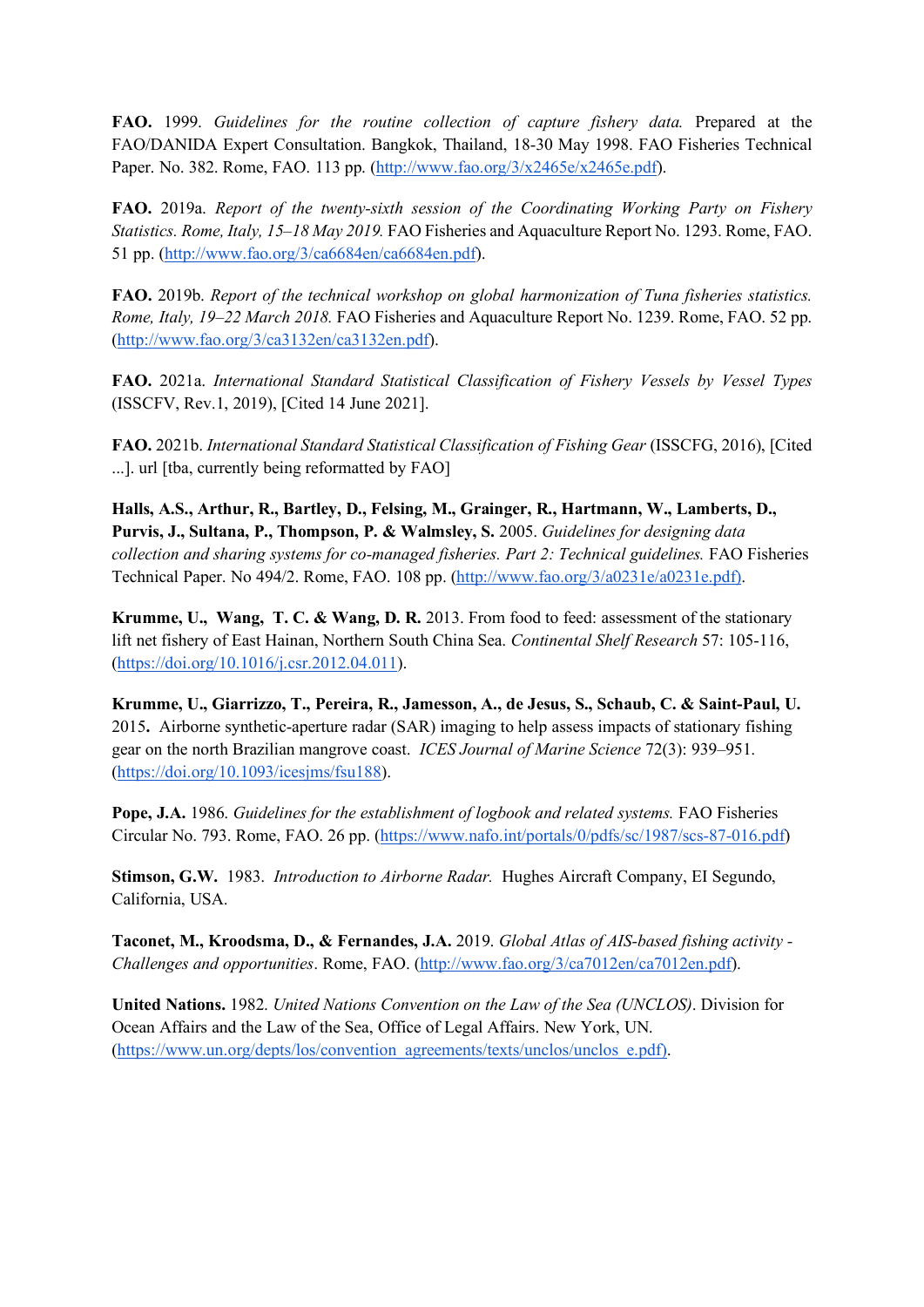**FAO.** 1999. *Guidelines for the routine collection of capture fishery data.* Prepared at the FAO/DANIDA Expert Consultation. Bangkok, Thailand, 18-30 May 1998. FAO Fisheries Technical Paper. No. 382. Rome, FAO. 113 pp. (http://www.fao.org/3/x2465e/x2465e.pdf).

**FAO.** 2019a. *Report of the twenty-sixth session of the Coordinating Working Party on Fishery Statistics. Rome, Italy, 15–18 May 2019.* FAO Fisheries and Aquaculture Report No. 1293. Rome, FAO. 51 pp. (http://www.fao.org/3/ca6684en/ca6684en.pdf).

**FAO.** 2019b. *Report of the technical workshop on global harmonization of Tuna fisheries statistics. Rome, Italy, 19–22 March 2018.* FAO Fisheries and Aquaculture Report No. 1239. Rome, FAO. 52 pp. (http://www.fao.org/3/ca3132en/ca3132en.pdf).

**FAO.** 2021a. *International Standard Statistical Classification of Fishery Vessels by Vessel Types* (ISSCFV, Rev.1, 2019), [Cited 14 June 2021].

**FAO.** 2021b. *International Standard Statistical Classification of Fishing Gear* (ISSCFG, 2016), [Cited ...]. url [tba, currently being reformatted by FAO]

**Halls, A.S., Arthur, R., Bartley, D., Felsing, M., Grainger, R., Hartmann, W., Lamberts, D., Purvis, J., Sultana, P., Thompson, P. & Walmsley, S.** 2005. *Guidelines for designing data collection and sharing systems for co-managed fisheries. Part 2: Technical guidelines.* FAO Fisheries Technical Paper. No 494/2. Rome, FAO. 108 pp. (http://www.fao.org/3/a0231e/a0231e.pdf).

**Krumme, U., Wang, T. C. & Wang, D. R.** 2013. From food to feed: assessment of the stationary lift net fishery of East Hainan, Northern South China Sea. *Continental Shelf Research* 57: 105-116, (https://doi.org/10.1016/j.csr.2012.04.011).

**Krumme, U., Giarrizzo, T., Pereira, R., Jamesson, A., de Jesus, S., Schaub, C. & Saint-Paul, U.** 2015**.** Airborne synthetic-aperture radar (SAR) imaging to help assess impacts of stationary fishing gear on the north Brazilian mangrove coast. *ICES Journal of Marine Science* 72(3): 939–951. (https://doi.org/10.1093/icesjms/fsu188).

**Pope, J.A.** 1986. *Guidelines for the establishment of logbook and related systems.* FAO Fisheries Circular No. 793. Rome, FAO. 26 pp. (https://www.nafo.int/portals/0/pdfs/sc/1987/scs-87-016.pdf)

**Stimson, G.W.** 1983. *Introduction to Airborne Radar.* Hughes Aircraft Company, EI Segundo, California, USA.

**Taconet, M., Kroodsma, D., & Fernandes, J.A.** 2019. *Global Atlas of AIS-based fishing activity - Challenges and opportunities*. Rome, FAO. (http://www.fao.org/3/ca7012en/ca7012en.pdf).

**United Nations.** 1982. *United Nations Convention on the Law of the Sea (UNCLOS)*. Division for Ocean Affairs and the Law of the Sea, Office of Legal Affairs. New York, UN. (https://www.un.org/depts/los/convention_agreements/texts/unclos/unclos_e.pdf).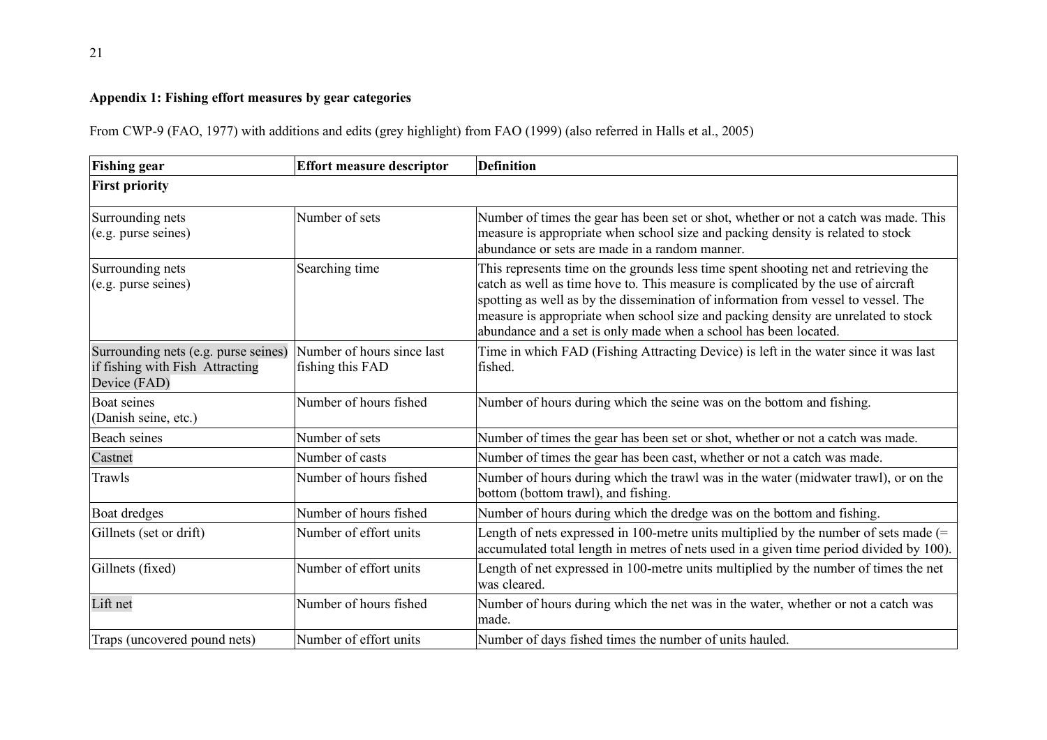**Appendix 1: Fishing effort measures by gear categories**

From CWP-9 (FAO, 1977) with additions and edits (grey highlight) from FAO (1999) (also referred in Halls et al., 2005)

| Fishing gear | Effort measure descriptor | Definition |
|---|---|---|
| **First priority** | | |
| Surrounding nets (e.g. purse seines) | Number of sets | Number of times the gear has been set or shot, whether or not a catch was made. This measure is appropriate when school size and packing density is related to stock abundance or sets are made in a random manner. |
| Surrounding nets (e.g. purse seines) | Searching time | This represents time on the grounds less time spent shooting net and retrieving the catch as well as time hove to. This measure is complicated by the use of aircraft spotting as well as by the dissemination of information from vessel to vessel. The measure is appropriate when school size and packing density are unrelated to stock abundance and a set is only made when a school has been located. |
| Surrounding nets (e.g. purse seines) if fishing with Fish Attracting Device (FAD) | Number of hours since last fishing this FAD | Time in which FAD (Fishing Attracting Device) is left in the water since it was last fished. |
| Boat seines (Danish seine, etc.) | Number of hours fished | Number of hours during which the seine was on the bottom and fishing. |
| Beach seines | Number of sets | Number of times the gear has been set or shot, whether or not a catch was made. |
| Castnet | Number of casts | Number of times the gear has been cast, whether or not a catch was made. |
| Trawls | Number of hours fished | Number of hours during which the trawl was in the water (midwater trawl), or on the bottom (bottom trawl), and fishing. |
| Boat dredges | Number of hours fished | Number of hours during which the dredge was on the bottom and fishing. |
| Gillnets (set or drift) | Number of effort units | Length of nets expressed in 100-metre units multiplied by the number of sets made (= accumulated total length in metres of nets used in a given time period divided by 100). |
| Gillnets (fixed) | Number of effort units | Length of net expressed in 100-metre units multiplied by the number of times the net was cleared. |
| Lift net | Number of hours fished | Number of hours during which the net was in the water, whether or not a catch was made. |
| Traps (uncovered pound nets) | Number of effort units | Number of days fished times the number of units hauled. |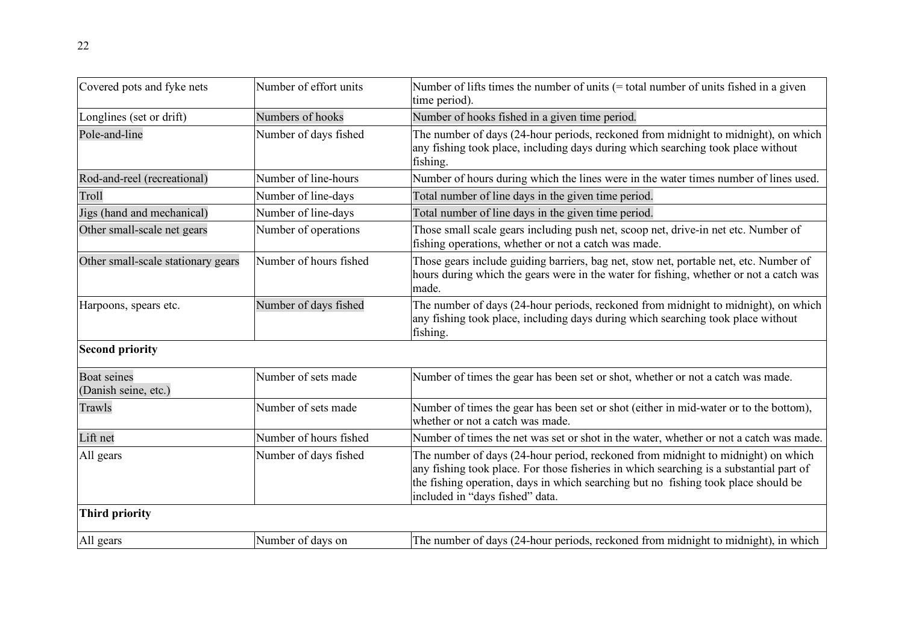| | | |
|---|---|---|
| Covered pots and fyke nets | Number of effort units | Number of lifts times the number of units (= total number of units fished in a given time period). |
| Longlines (set or drift) | Numbers of hooks | Number of hooks fished in a given time period. |
| Pole-and-line | Number of days fished | The number of days (24-hour periods, reckoned from midnight to midnight), on which any fishing took place, including days during which searching took place without fishing. |
| Rod-and-reel (recreational) | Number of line-hours | Number of hours during which the lines were in the water times number of lines used. |
| Troll | Number of line-days | Total number of line days in the given time period. |
| Jigs (hand and mechanical) | Number of line-days | Total number of line days in the given time period. |
| Other small-scale net gears | Number of operations | Those small scale gears including push net, scoop net, drive-in net etc. Number of fishing operations, whether or not a catch was made. |
| Other small-scale stationary gears | Number of hours fished | Those gears include guiding barriers, bag net, stow net, portable net, etc. Number of hours during which the gears were in the water for fishing, whether or not a catch was made. |
| Harpoons, spears etc. | Number of days fished | The number of days (24-hour periods, reckoned from midnight to midnight), on which any fishing took place, including days during which searching took place without fishing. |
| **Second priority** | | |
| Boat seines (Danish seine, etc.) | Number of sets made | Number of times the gear has been set or shot, whether or not a catch was made. |
| Trawls | Number of sets made | Number of times the gear has been set or shot (either in mid-water or to the bottom), whether or not a catch was made. |
| Lift net | Number of hours fished | Number of times the net was set or shot in the water, whether or not a catch was made. |
| All gears | Number of days fished | The number of days (24-hour period, reckoned from midnight to midnight) on which any fishing took place. For those fisheries in which searching is a substantial part of the fishing operation, days in which searching but no fishing took place should be included in "days fished" data. |
| **Third priority** | | |
| All gears | Number of days on | The number of days (24-hour periods, reckoned from midnight to midnight), in which |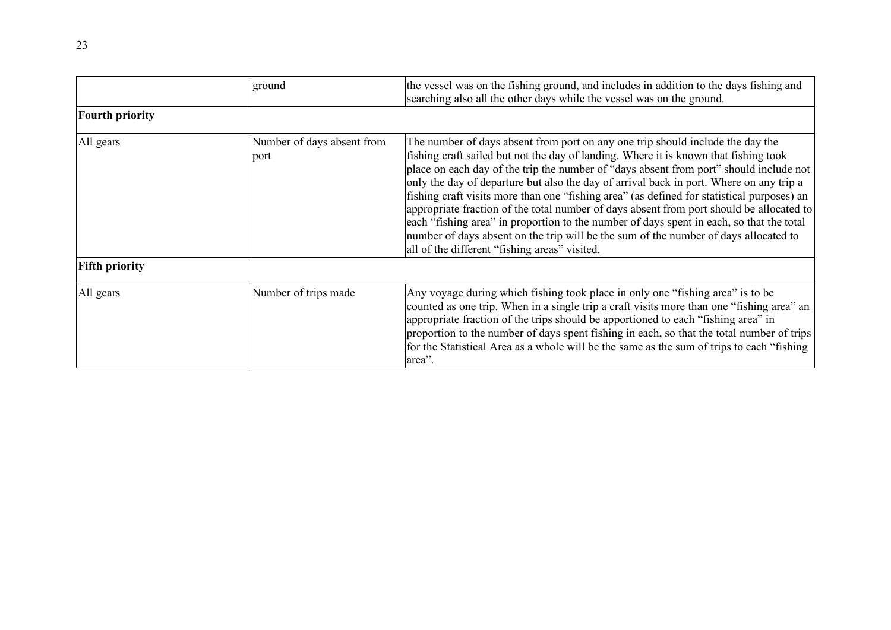| | | |
|---|---|---|
| | ground | the vessel was on the fishing ground, and includes in addition to the days fishing and searching also all the other days while the vessel was on the ground. |
| **Fourth priority** | | |
| All gears | Number of days absent from port | The number of days absent from port on any one trip should include the day the fishing craft sailed but not the day of landing. Where it is known that fishing took place on each day of the trip the number of "days absent from port" should include not only the day of departure but also the day of arrival back in port. Where on any trip a fishing craft visits more than one "fishing area" (as defined for statistical purposes) an appropriate fraction of the total number of days absent from port should be allocated to each "fishing area" in proportion to the number of days spent in each, so that the total number of days absent on the trip will be the sum of the number of days allocated to all of the different "fishing areas" visited. |
| **Fifth priority** | | |
| All gears | Number of trips made | Any voyage during which fishing took place in only one "fishing area" is to be counted as one trip. When in a single trip a craft visits more than one "fishing area" an appropriate fraction of the trips should be apportioned to each "fishing area" in proportion to the number of days spent fishing in each, so that the total number of trips for the Statistical Area as a whole will be the same as the sum of trips to each "fishing area". |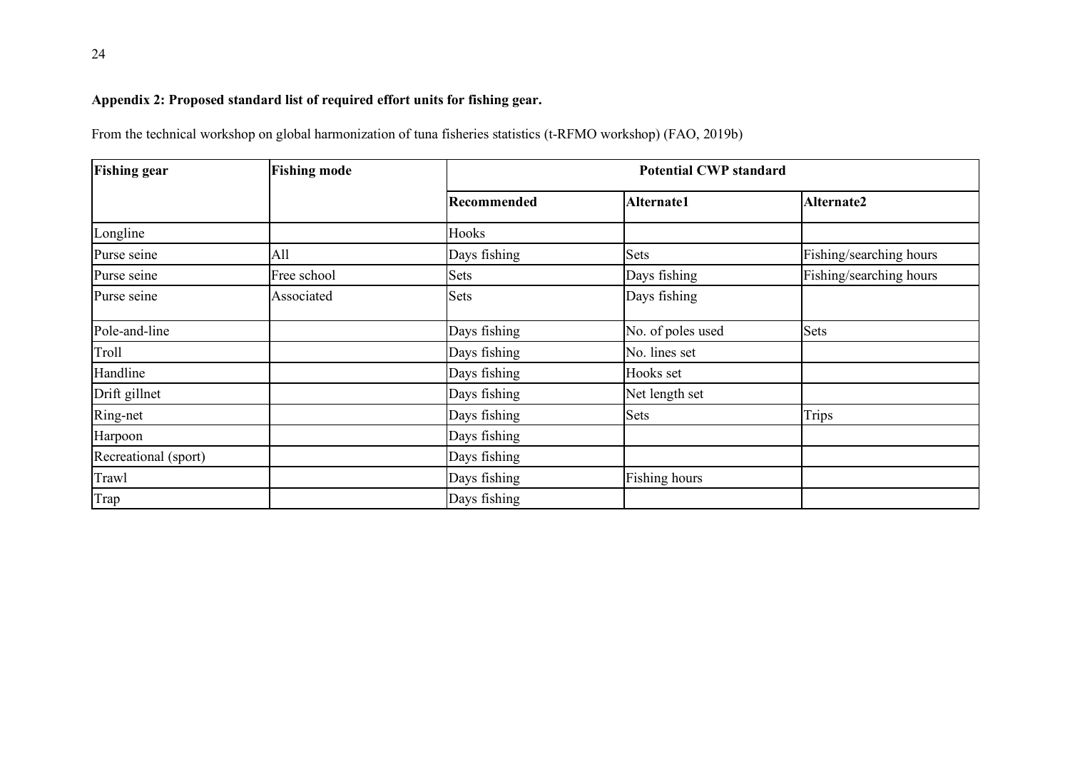**Appendix 2: Proposed standard list of required effort units for fishing gear.**

From the technical workshop on global harmonization of tuna fisheries statistics (t-RFMO workshop) (FAO, 2019b)

| Fishing gear | Fishing mode | Potential CWP standard | | |
|---|---|---|---|---|
| | | **Recommended** | **Alternate1** | **Alternate2** |
| Longline | | Hooks | | |
| Purse seine | All | Days fishing | Sets | Fishing/searching hours |
| Purse seine | Free school | Sets | Days fishing | Fishing/searching hours |
| Purse seine | Associated | Sets | Days fishing | |
| Pole-and-line | | Days fishing | No. of poles used | Sets |
| Troll | | Days fishing | No. lines set | |
| Handline | | Days fishing | Hooks set | |
| Drift gillnet | | Days fishing | Net length set | |
| Ring-net | | Days fishing | Sets | Trips |
| Harpoon | | Days fishing | | |
| Recreational (sport) | | Days fishing | | |
| Trawl | | Days fishing | Fishing hours | |
| Trap | | Days fishing | | |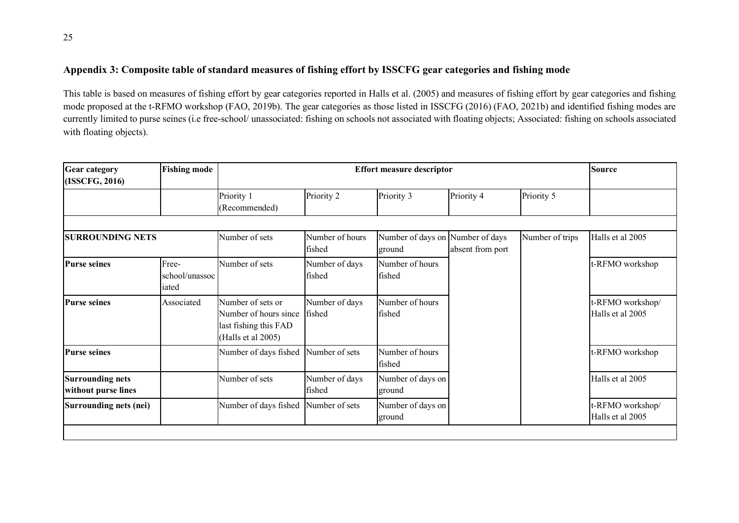## Appendix 3: Composite table of standard measures of fishing effort by ISSCFG gear categories and fishing mode

This table is based on measures of fishing effort by gear categories reported in Halls et al. (2005) and measures of fishing effort by gear categories and fishing mode proposed at the t-RFMO workshop (FAO, 2019b). The gear categories as those listed in ISSCFG (2016) (FAO, 2021b) and identified fishing modes are currently limited to purse seines (i.e free-school/ unassociated: fishing on schools not associated with floating objects; Associated: fishing on schools associated with floating objects).

| Gear category (ISSCFG, 2016) | Fishing mode | Effort measure descriptor | | | | | Source |
|---|---|---|---|---|---|---|---|
| | | Priority 1 (Recommended) | Priority 2 | Priority 3 | Priority 4 | Priority 5 | |
| **SURROUNDING NETS** | | Number of sets | Number of hours fished | Number of days on ground | Number of days absent from port | Number of trips | Halls et al 2005 |
| **Purse seines** | Free-school/unassociated | Number of sets | Number of days fished | Number of hours fished | | | t-RFMO workshop |
| **Purse seines** | Associated | Number of sets or Number of hours since last fishing this FAD (Halls et al 2005) | Number of days fished | Number of hours fished | | | t-RFMO workshop/ Halls et al 2005 |
| **Purse seines** | | Number of days fished | Number of sets | Number of hours fished | | | t-RFMO workshop |
| **Surrounding nets without purse lines** | | Number of sets | Number of days fished | Number of days on ground | | | Halls et al 2005 |
| **Surrounding nets (nei)** | | Number of days fished | Number of sets | Number of days on ground | | | t-RFMO workshop/ Halls et al 2005 |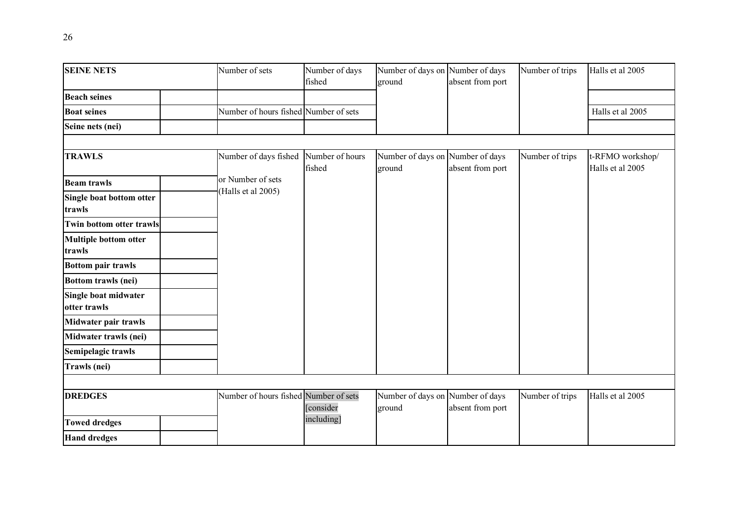| SEINE NETS | | Number of sets | Number of days fished | Number of days on ground | Number of days absent from port | Number of trips | Halls et al 2005 |
|---|---|---|---|---|---|---|---|
| **Beach seines** | | | | | | | |
| **Boat seines** | | Number of hours fished | Number of sets | | | | Halls et al 2005 |
| **Seine nets (nei)** | | | | | | | |
| | | | | | | | |
| **TRAWLS** | | Number of days fished | Number of hours fished | Number of days on ground | Number of days absent from port | Number of trips | t-RFMO workshop/ Halls et al 2005 |
| **Beam trawls** | | or Number of sets (Halls et al 2005) | | | | | |
| **Single boat bottom otter trawls** | | | | | | | |
| **Twin bottom otter trawls** | | | | | | | |
| **Multiple bottom otter trawls** | | | | | | | |
| **Bottom pair trawls** | | | | | | | |
| **Bottom trawls (nei)** | | | | | | | |
| **Single boat midwater otter trawls** | | | | | | | |
| **Midwater pair trawls** | | | | | | | |
| **Midwater trawls (nei)** | | | | | | | |
| **Semipelagic trawls** | | | | | | | |
| **Trawls (nei)** | | | | | | | |
| | | | | | | | |
| **DREDGES** | | Number of hours fished | Number of sets [consider including] | Number of days on ground | Number of days absent from port | Number of trips | Halls et al 2005 |
| **Towed dredges** | | | | | | | |
| **Hand dredges** | | | | | | | |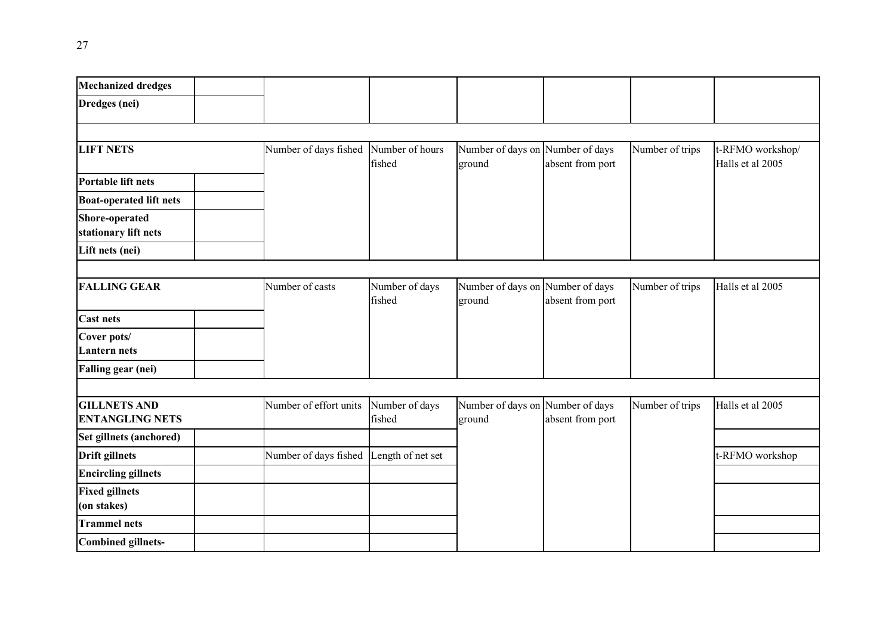| | | | | | | | |
|---|---|---|---|---|---|---|---|
| **Mechanized dredges** | | | | | | | |
| **Dredges (nei)** | | | | | | | |
| | | | | | | | |
| **LIFT NETS** | | Number of days fished | Number of hours fished | Number of days on ground | Number of days absent from port | Number of trips | t-RFMO workshop/ Halls et al 2005 |
| **Portable lift nets** | | | | | | | |
| **Boat-operated lift nets** | | | | | | | |
| **Shore-operated stationary lift nets** | | | | | | | |
| **Lift nets (nei)** | | | | | | | |
| | | | | | | | |
| **FALLING GEAR** | | Number of casts | Number of days fished | Number of days on ground | Number of days absent from port | Number of trips | Halls et al 2005 |
| **Cast nets** | | | | | | | |
| **Cover pots/ Lantern nets** | | | | | | | |
| **Falling gear (nei)** | | | | | | | |
| | | | | | | | |
| **GILLNETS AND ENTANGLING NETS** | | Number of effort units | Number of days fished | Number of days on ground | Number of days absent from port | Number of trips | Halls et al 2005 |
| **Set gillnets (anchored)** | | | | | | | |
| **Drift gillnets** | | Number of days fished | Length of net set | | | | t-RFMO workshop |
| **Encircling gillnets** | | | | | | | |
| **Fixed gillnets (on stakes)** | | | | | | | |
| **Trammel nets** | | | | | | | |
| **Combined gillnets-** | | | | | | | |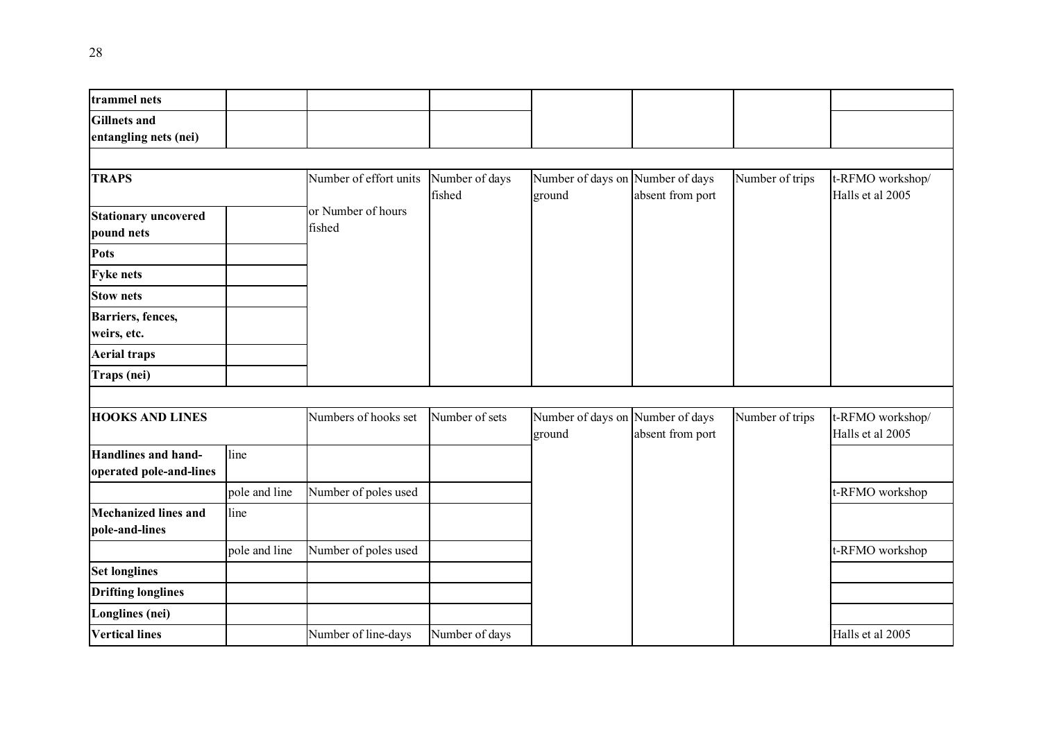| | | | | | | | |
|---|---|---|---|---|---|---|---|
| **trammel nets** | | | | | | | |
| **Gillnets and entangling nets (nei)** | | | | | | | |
| | | | | | | | |
| **TRAPS** | | Number of effort units or Number of hours fished | Number of days fished | Number of days on ground | Number of days absent from port | Number of trips | t-RFMO workshop/ Halls et al 2005 |
| **Stationary uncovered pound nets** | | | | | | | |
| **Pots** | | | | | | | |
| **Fyke nets** | | | | | | | |
| **Stow nets** | | | | | | | |
| **Barriers, fences, weirs, etc.** | | | | | | | |
| **Aerial traps** | | | | | | | |
| **Traps (nei)** | | | | | | | |
| | | | | | | | |
| **HOOKS AND LINES** | | Numbers of hooks set | Number of sets | Number of days on ground | Number of days absent from port | Number of trips | t-RFMO workshop/ Halls et al 2005 |
| **Handlines and hand-operated pole-and-lines** | line | | | | | | |
| | pole and line | Number of poles used | | | | | t-RFMO workshop |
| **Mechanized lines and pole-and-lines** | line | | | | | | |
| | pole and line | Number of poles used | | | | | t-RFMO workshop |
| **Set longlines** | | | | | | | |
| **Drifting longlines** | | | | | | | |
| **Longlines (nei)** | | | | | | | |
| **Vertical lines** | | Number of line-days | Number of days | | | | Halls et al 2005 |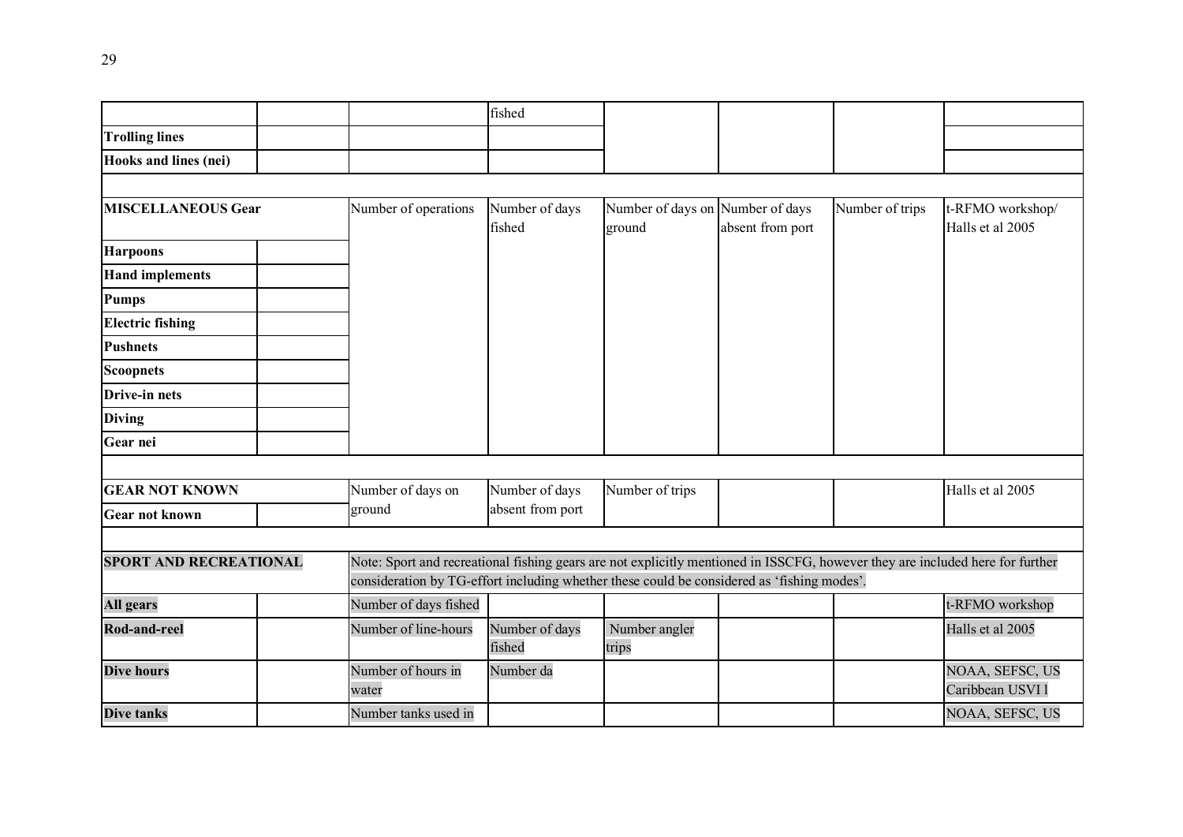| | | | | | | | |
|---|---|---|---|---|---|---|---|
| | | | fished | | | | |
| **Trolling lines** | | | | | | | |
| **Hooks and lines (nei)** | | | | | | | |
| | | | | | | | |
| **MISCELLANEOUS Gear** | | Number of operations | Number of days fished | Number of days on ground | Number of days absent from port | Number of trips | t-RFMO workshop/ Halls et al 2005 |
| **Harpoons** | | | | | | | |
| **Hand implements** | | | | | | | |
| **Pumps** | | | | | | | |
| **Electric fishing** | | | | | | | |
| **Pushnets** | | | | | | | |
| **Scoopnets** | | | | | | | |
| **Drive-in nets** | | | | | | | |
| **Diving** | | | | | | | |
| **Gear nei** | | | | | | | |
| | | | | | | | |
| **GEAR NOT KNOWN** | | Number of days on ground | Number of days absent from port | Number of trips | | | Halls et al 2005 |
| **Gear not known** | | | | | | | |
| | | | | | | | |
| **SPORT AND RECREATIONAL** | | Note: Sport and recreational fishing gears are not explicitly mentioned in ISSCFG, however they are included here for further consideration by TG-effort including whether these could be considered as 'fishing modes'. | | | | | |
| **All gears** | | Number of days fished | | | | | t-RFMO workshop |
| **Rod-and-reel** | | Number of line-hours | Number of days fished | Number angler trips | | | Halls et al 2005 |
| **Dive hours** | | Number of hours in water | Number da | | | | NOAA, SEFSC, US Caribbean USVI l |
| **Dive tanks** | | Number tanks used in | | | | | NOAA, SEFSC, US |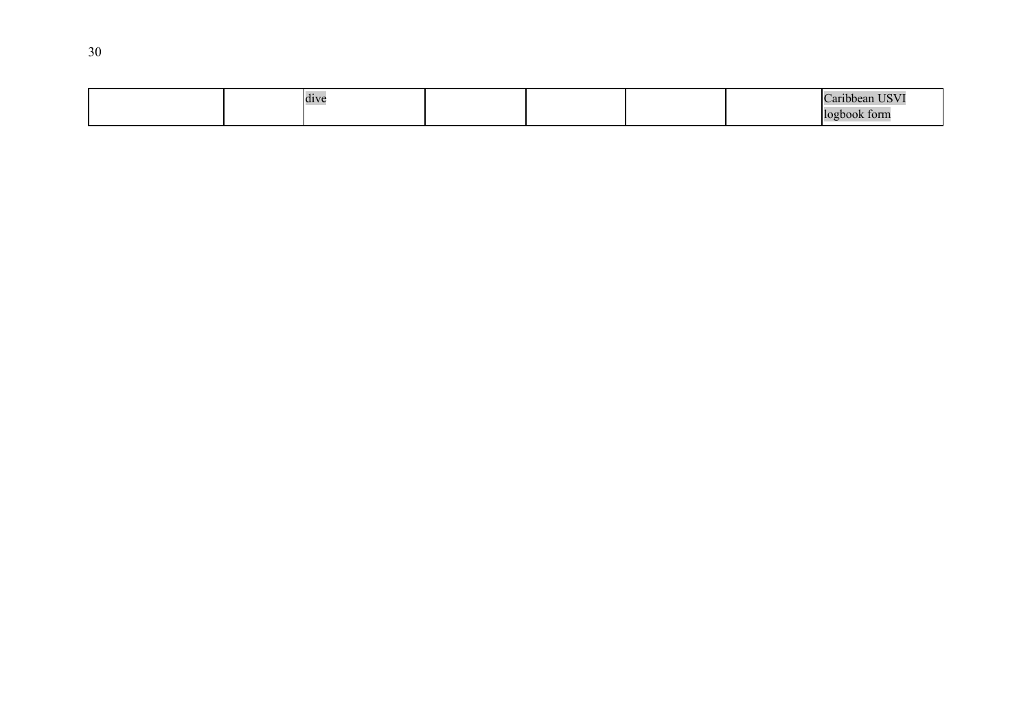| | | | | | | | |
|---|---|---|---|---|---|---|---|
| | | dive | | | | | Caribbean USVI logbook form |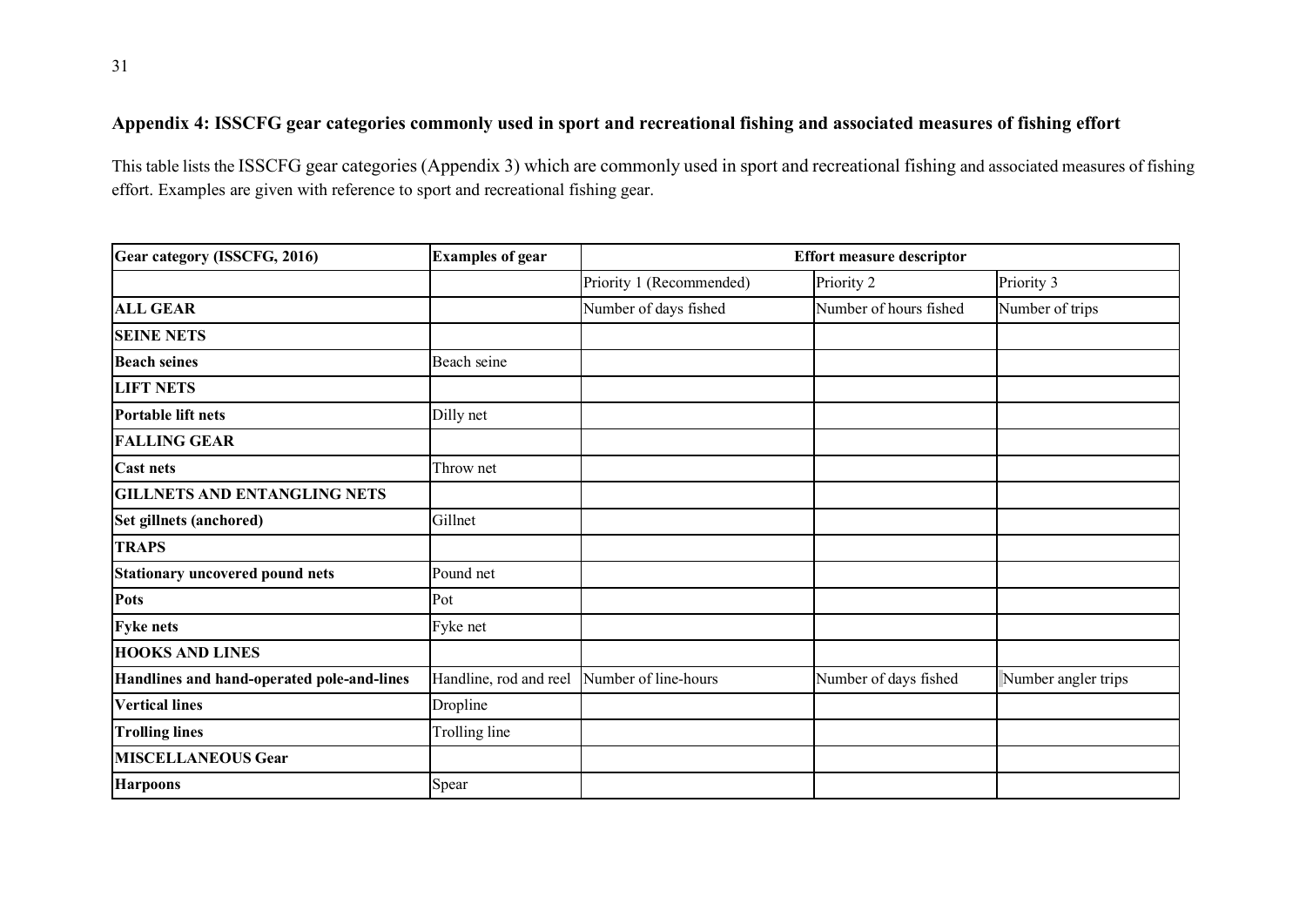## Appendix 4: ISSCFG gear categories commonly used in sport and recreational fishing and associated measures of fishing effort

This table lists the ISSCFG gear categories (Appendix 3) which are commonly used in sport and recreational fishing and associated measures of fishing effort. Examples are given with reference to sport and recreational fishing gear.

| **Gear category (ISSCFG, 2016)** | **Examples of gear** | **Effort measure descriptor** | | |
|---|---|---|---|---|
| | | Priority 1 (Recommended) | Priority 2 | Priority 3 |
| **ALL GEAR** | | Number of days fished | Number of hours fished | Number of trips |
| **SEINE NETS** | | | | |
| **Beach seines** | Beach seine | | | |
| **LIFT NETS** | | | | |
| **Portable lift nets** | Dilly net | | | |
| **FALLING GEAR** | | | | |
| **Cast nets** | Throw net | | | |
| **GILLNETS AND ENTANGLING NETS** | | | | |
| **Set gillnets (anchored)** | Gillnet | | | |
| **TRAPS** | | | | |
| **Stationary uncovered pound nets** | Pound net | | | |
| **Pots** | Pot | | | |
| **Fyke nets** | Fyke net | | | |
| **HOOKS AND LINES** | | | | |
| **Handlines and hand-operated pole-and-lines** | Handline, rod and reel | Number of line-hours | Number of days fished | Number angler trips |
| **Vertical lines** | Dropline | | | |
| **Trolling lines** | Trolling line | | | |
| **MISCELLANEOUS Gear** | | | | |
| **Harpoons** | Spear | | | |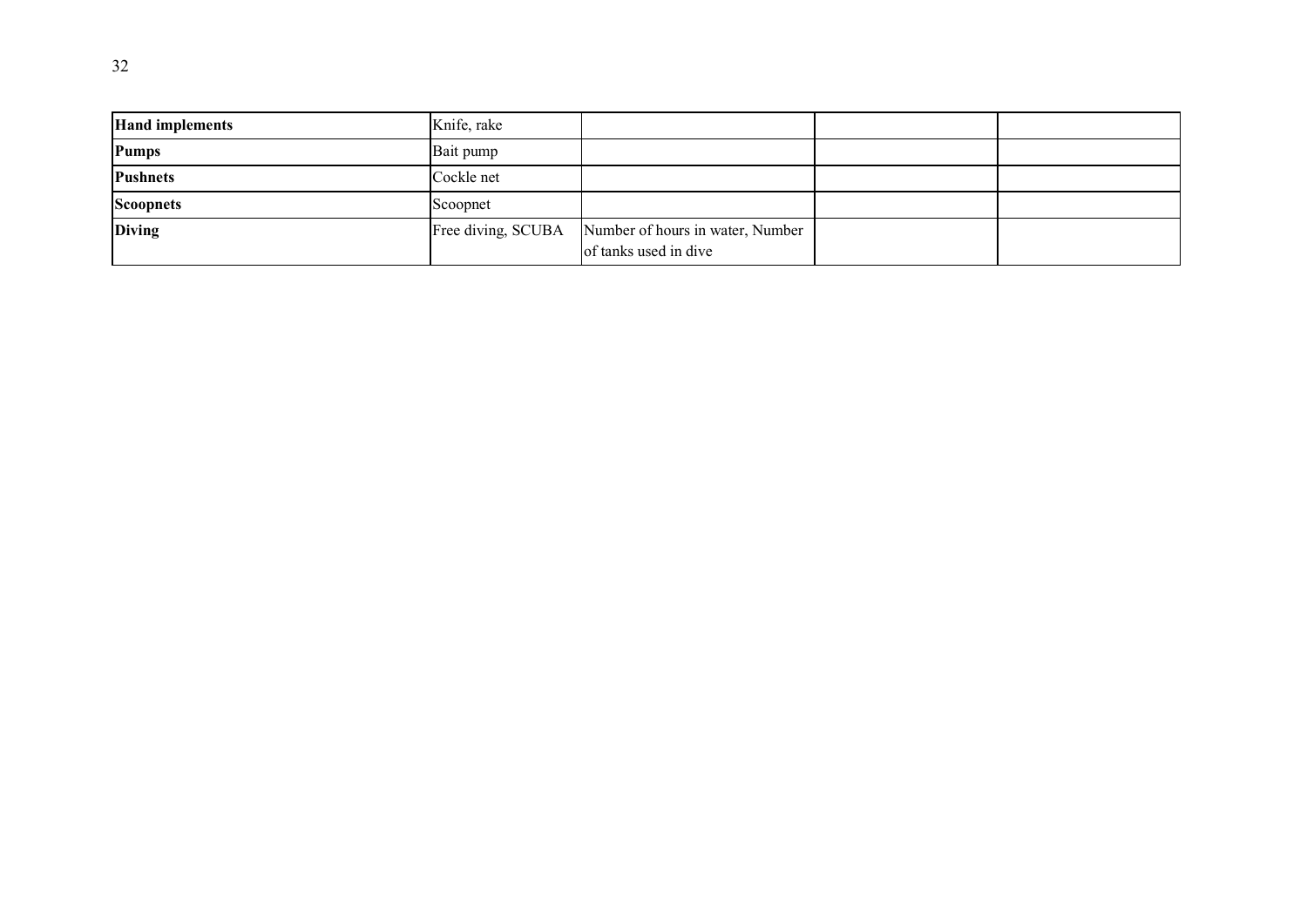| | | | | |
|---|---|---|---|---|
| **Hand implements** | Knife, rake | | | |
| **Pumps** | Bait pump | | | |
| **Pushnets** | Cockle net | | | |
| **Scoopnets** | Scoopnet | | | |
| **Diving** | Free diving, SCUBA | Number of hours in water, Number of tanks used in dive | | |